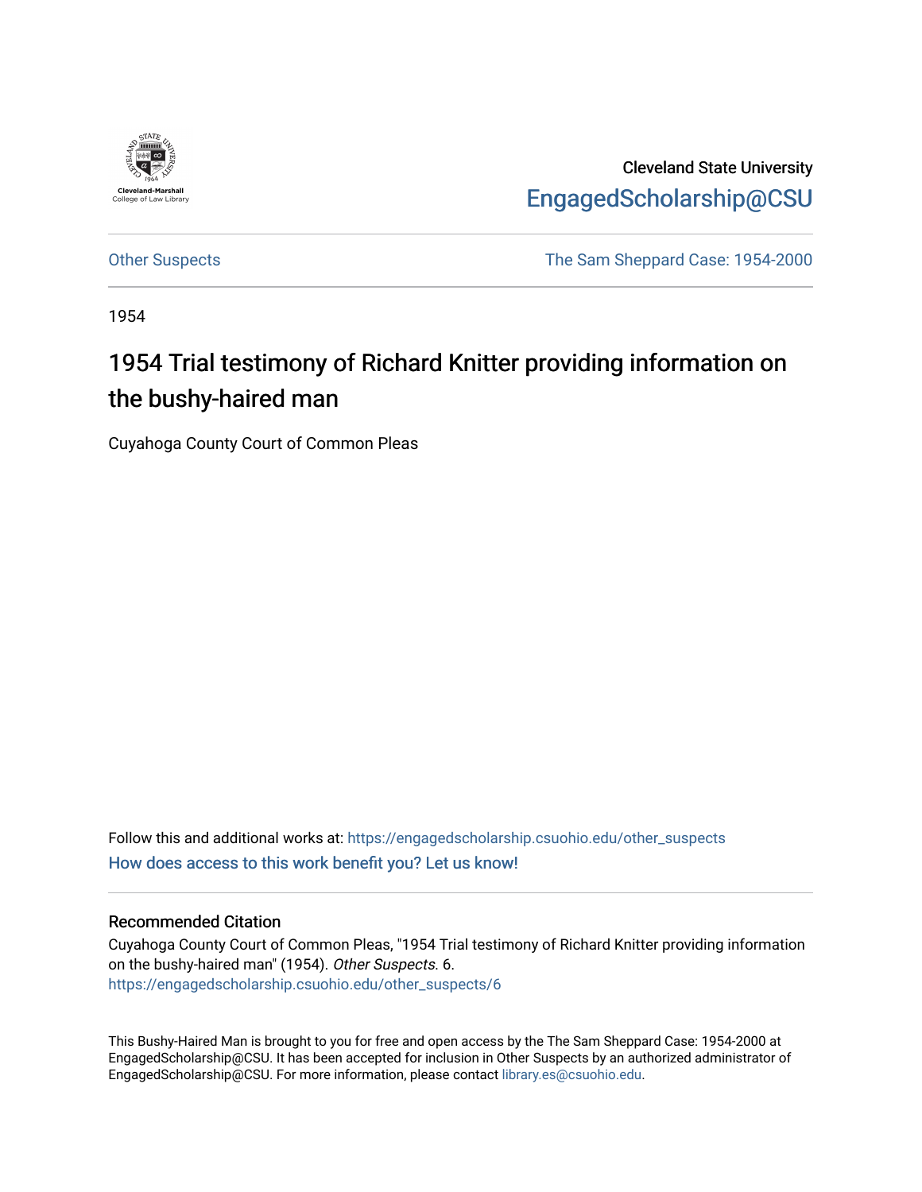Cleveland State University

EngagedScholarship@CSU

Other Suspects | The Sam Sheppard Case: 1954-2000

1954

# 1954 Trial testimony of Richard Knitter providing information on the bushy-haired man

Cuyahoga County Court of Common Pleas

Follow this and additional works at: https://engagedscholarship.csuohio.edu/other_suspects

How does access to this work benefit you? Let us know!

### Recommended Citation

Cuyahoga County Court of Common Pleas, "1954 Trial testimony of Richard Knitter providing information on the bushy-haired man" (1954). *Other Suspects*. 6.
https://engagedscholarship.csuohio.edu/other_suspects/6

This Bushy-Haired Man is brought to you for free and open access by the The Sam Sheppard Case: 1954-2000 at EngagedScholarship@CSU. It has been accepted for inclusion in Other Suspects by an authorized administrator of EngagedScholarship@CSU. For more information, please contact library.es@csuohio.edu.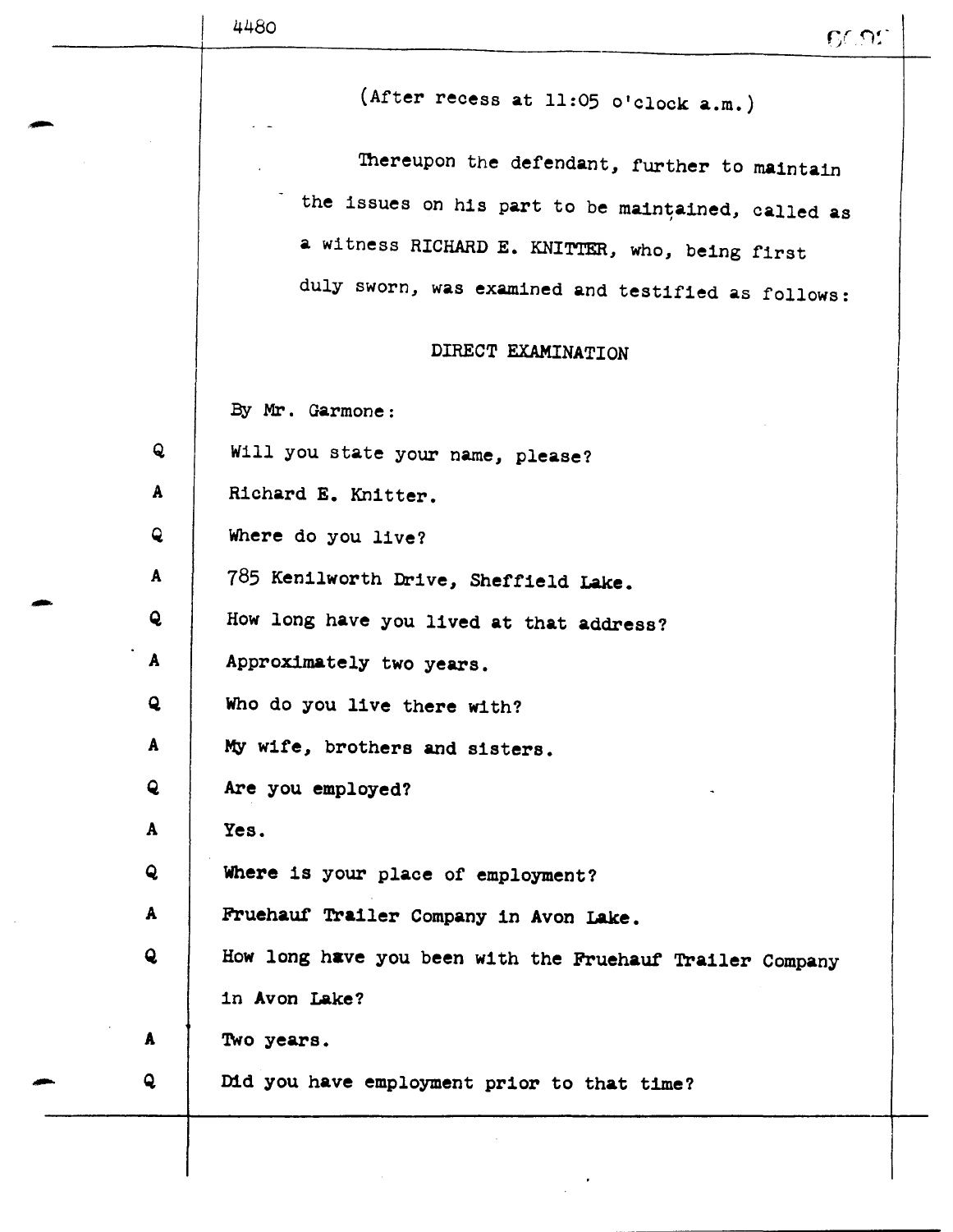(After recess at 11:05 o'clock a.m.)

Thereupon the defendant, further to maintain the issues on his part to be maintained, called as a witness RICHARD E. KNITTER, who, being first duly sworn, was examined and testified as follows:

## DIRECT EXAMINATION

By Mr. Garmone:

Q Will you state your name, please?

A Richard E. Knitter.

Q Where do you live?

A 785 Kenilworth Drive, Sheffield Lake.

Q How long have you lived at that address?

A Approximately two years.

Q Who do you live there with?

A My wife, brothers and sisters.

Q Are you employed?

A Yes.

Q Where is your place of employment?

A Fruehauf Trailer Company in Avon Lake.

Q How long have you been with the Fruehauf Trailer Company in Avon Lake?

A Two years.

Q Did you have employment prior to that time?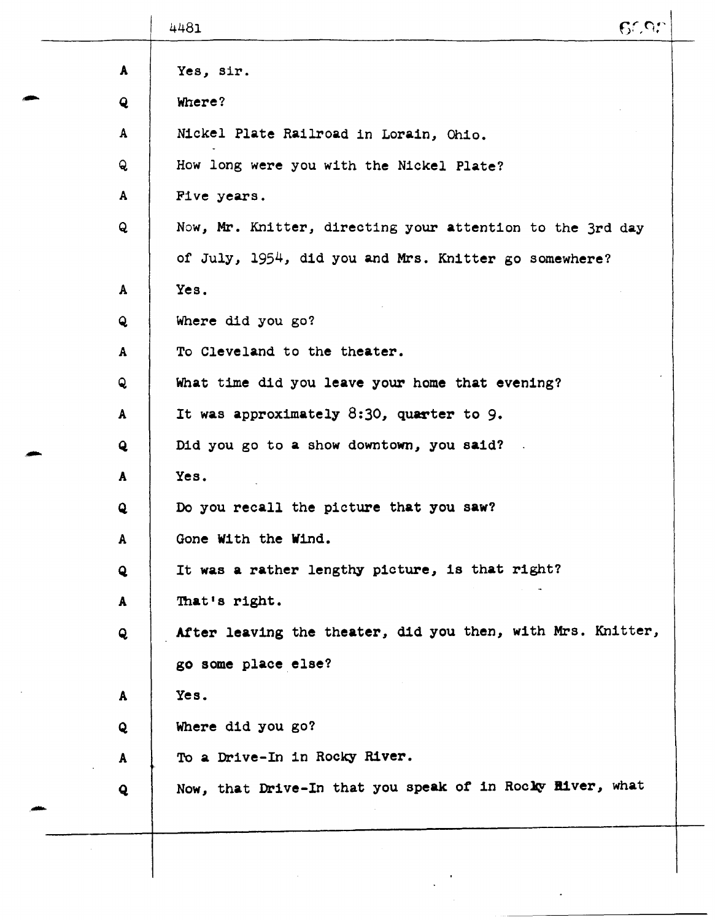A Yes, sir.

Q Where?

A Nickel Plate Railroad in Lorain, Ohio.

Q How long were you with the Nickel Plate?

A Five years.

Q Now, Mr. Knitter, directing your attention to the 3rd day of July, 1954, did you and Mrs. Knitter go somewhere?

A Yes.

Q Where did you go?

A To Cleveland to the theater.

Q What time did you leave your home that evening?

A It was approximately 8:30, quarter to 9.

Q Did you go to a show downtown, you said?

A Yes.

Q Do you recall the picture that you saw?

A Gone With the Wind.

Q It was a rather lengthy picture, is that right?

A That's right.

Q After leaving the theater, did you then, with Mrs. Knitter, go some place else?

A Yes.

Q Where did you go?

A To a Drive-In in Rocky River.

Q Now, that Drive-In that you speak of in Rocky River, what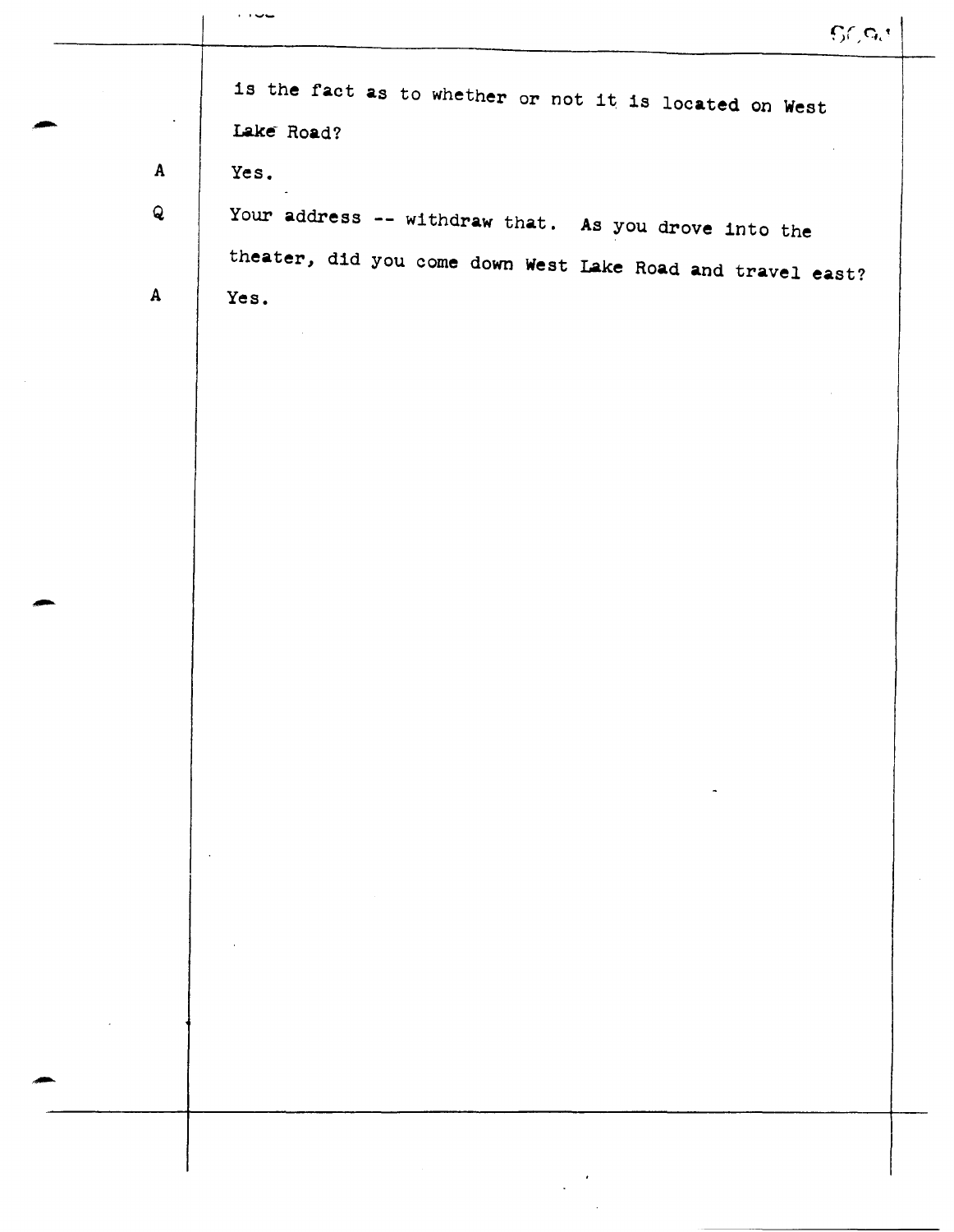is the fact as to whether or not it is located on West Lake Road?

A Yes.

Q Your address -- withdraw that. As you drove into the theater, did you come down West Lake Road and travel east?

A Yes.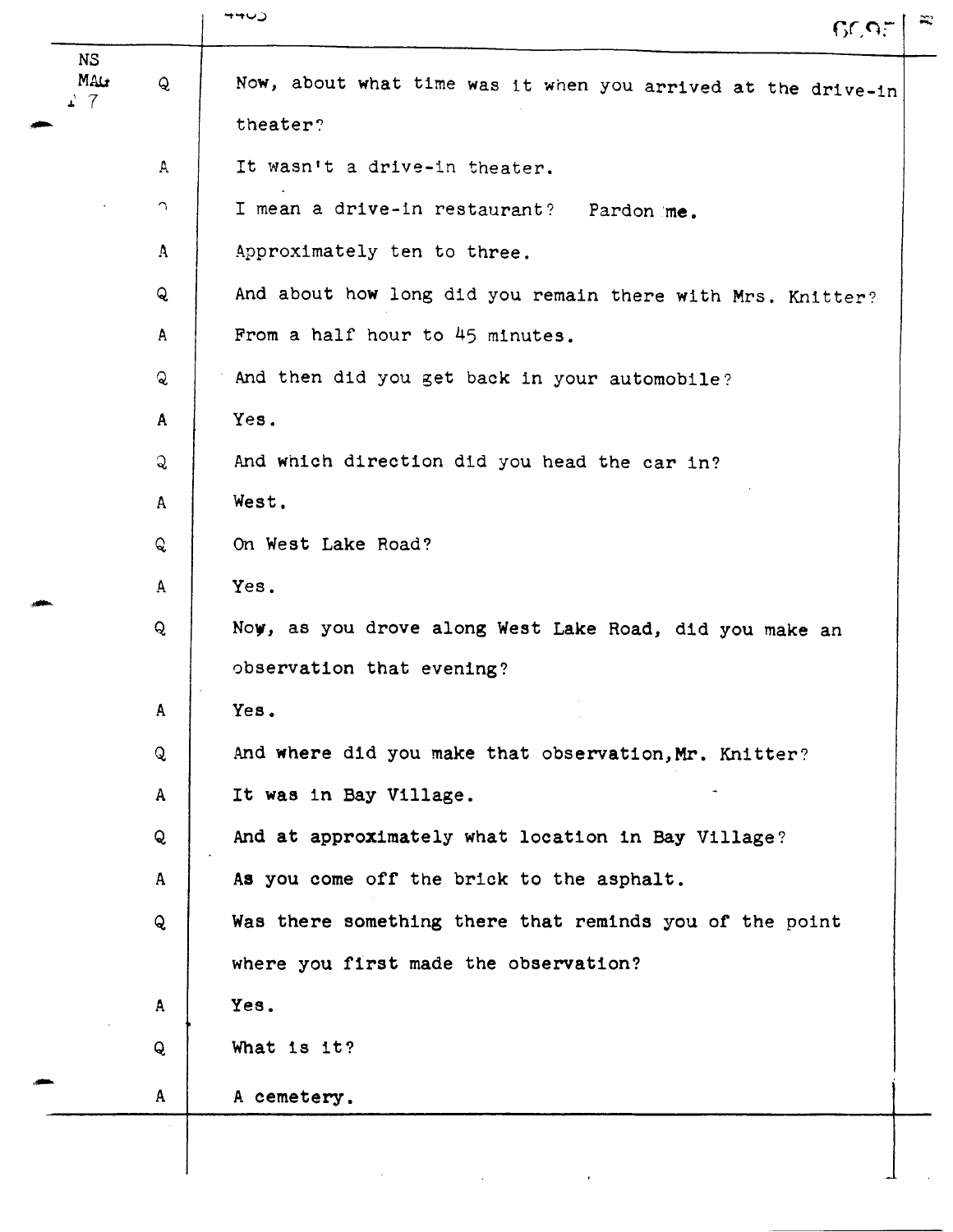Q Now, about what time was it when you arrived at the drive-in theater?

A It wasn't a drive-in theater.

Q I mean a drive-in restaurant? Pardon me.

A Approximately ten to three.

Q And about how long did you remain there with Mrs. Knitter?

A From a half hour to 45 minutes.

Q And then did you get back in your automobile?

A Yes.

Q And which direction did you head the car in?

A West.

Q On West Lake Road?

A Yes.

Q Now, as you drove along West Lake Road, did you make an observation that evening?

A Yes.

Q And where did you make that observation, Mr. Knitter?

A It was in Bay Village.

Q And at approximately what location in Bay Village?

A As you come off the brick to the asphalt.

Q Was there something there that reminds you of the point where you first made the observation?

A Yes.

Q What is it?

A A cemetery.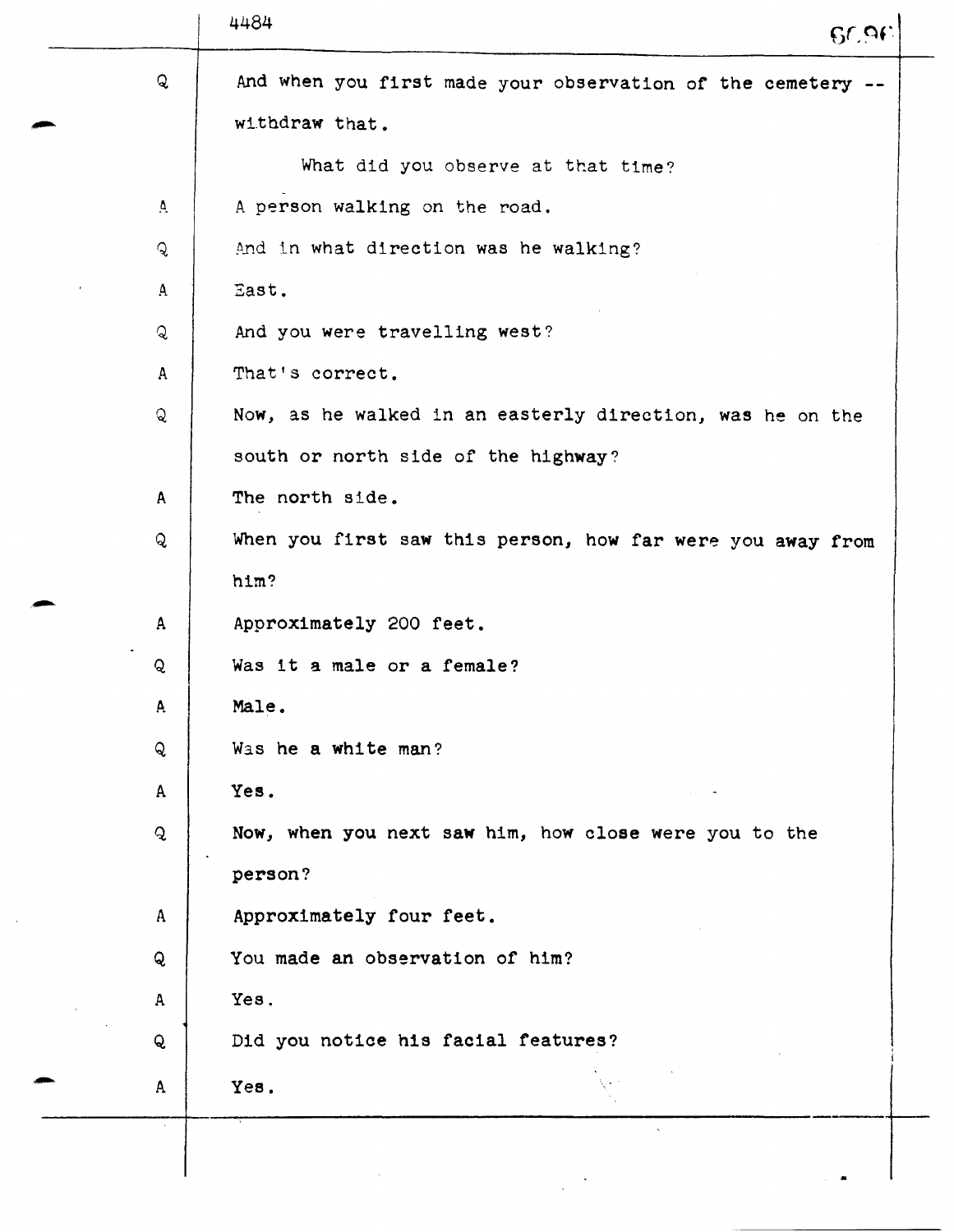Q And when you first made your observation of the cemetery -- withdraw that.

What did you observe at that time?

A A person walking on the road.

Q And in what direction was he walking?

A East.

Q And you were travelling west?

A That's correct.

Q Now, as he walked in an easterly direction, was he on the south or north side of the highway?

A The north side.

Q When you first saw this person, how far were you away from him?

A Approximately 200 feet.

Q Was it a male or a female?

A Male.

Q Was he a white man?

A Yes.

Q Now, when you next saw him, how close were you to the person?

A Approximately four feet.

Q You made an observation of him?

A Yes.

Q Did you notice his facial features?

A Yes.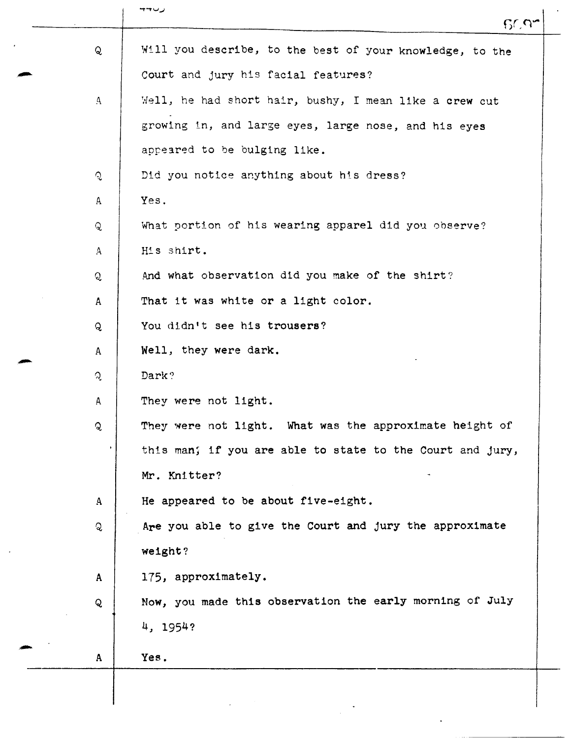Q Will you describe, to the best of your knowledge, to the Court and jury his facial features?

A Well, he had short hair, bushy, I mean like a crew cut growing in, and large eyes, large nose, and his eyes appeared to be bulging like.

Q Did you notice anything about his dress?

A Yes.

Q What portion of his wearing apparel did you observe?

A His shirt.

Q And what observation did you make of the shirt?

A That it was white or a light color.

Q You didn't see his trousers?

A Well, they were dark.

Q Dark?

A They were not light.

Q They were not light. What was the approximate height of this man; if you are able to state to the Court and jury, Mr. Knitter?

A He appeared to be about five-eight.

Q Are you able to give the Court and jury the approximate weight?

A 175, approximately.

Q Now, you made this observation the early morning of July 4, 1954?

A Yes.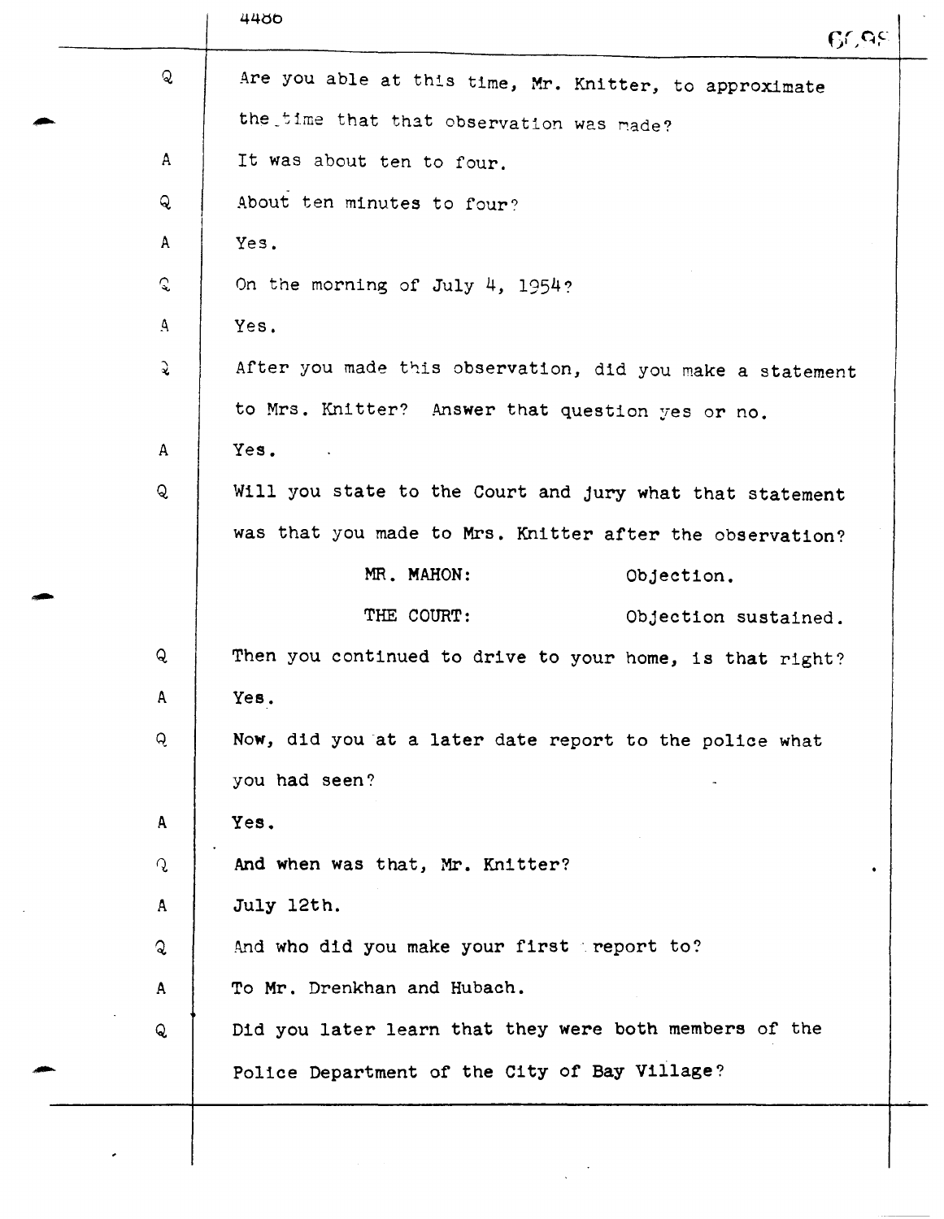Q Are you able at this time, Mr. Knitter, to approximate the time that that observation was made?

A It was about ten to four.

Q About ten minutes to four?

A Yes.

Q On the morning of July 4, 1954?

A Yes.

Q After you made this observation, did you make a statement to Mrs. Knitter? Answer that question yes or no.

A Yes.

Q Will you state to the Court and jury what that statement was that you made to Mrs. Knitter after the observation?

MR. MAHON: Objection.

THE COURT: Objection sustained.

Q Then you continued to drive to your home, is that right?

A Yes.

Q Now, did you at a later date report to the police what you had seen?

A Yes.

Q And when was that, Mr. Knitter?

A July 12th.

Q And who did you make your first report to?

A To Mr. Drenkhan and Hubach.

Q Did you later learn that they were both members of the Police Department of the City of Bay Village?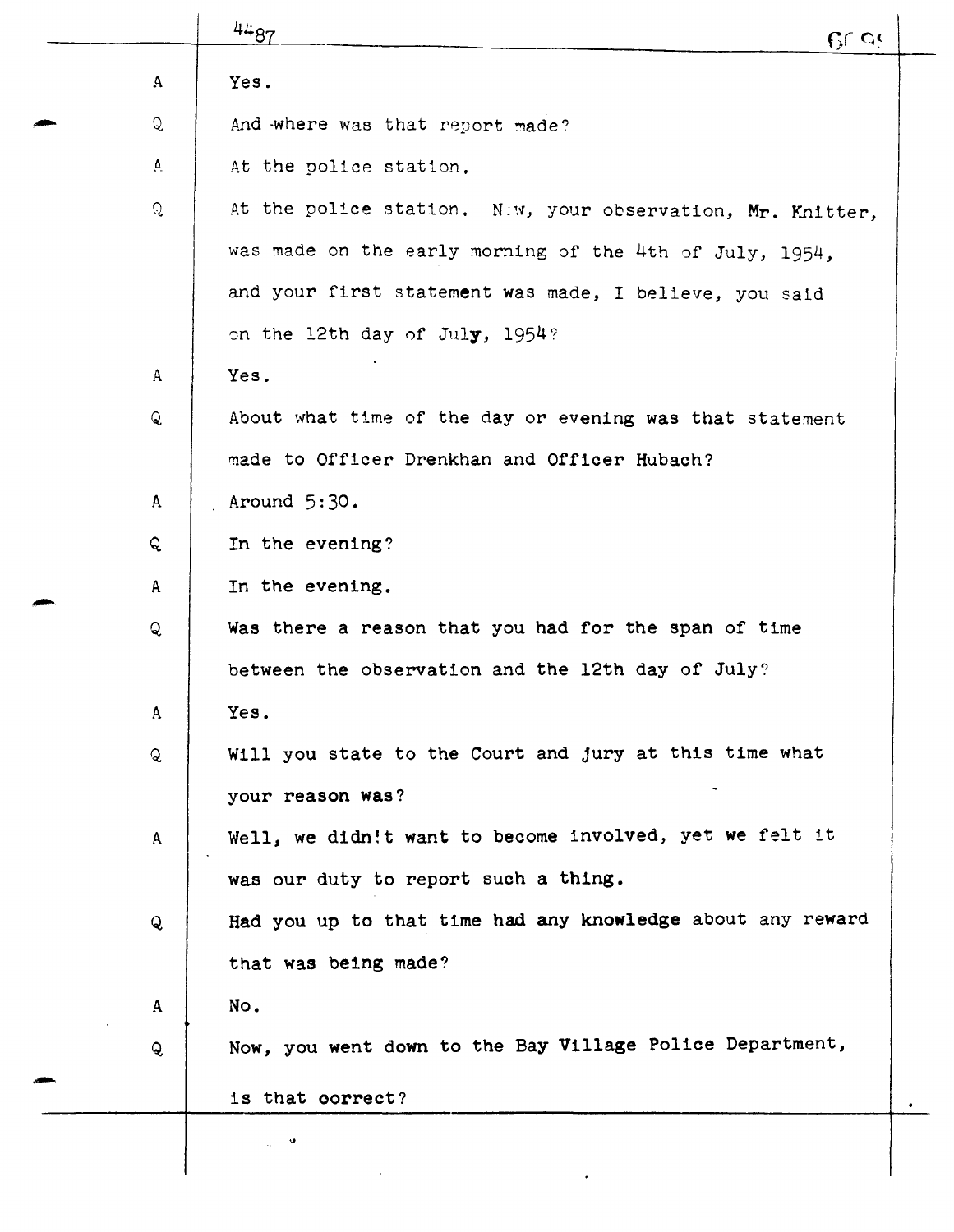A Yes.

Q And where was that report made?

A At the police station.

Q At the police station. Now, your observation, Mr. Knitter, was made on the early morning of the 4th of July, 1954, and your first statement was made, I believe, you said on the 12th day of July, 1954?

A Yes.

Q About what time of the day or evening was that statement made to Officer Drenkhan and Officer Hubach?

A Around 5:30.

Q In the evening?

A In the evening.

Q Was there a reason that you had for the span of time between the observation and the 12th day of July?

A Yes.

Q Will you state to the Court and jury at this time what your reason was?

A Well, we didn't want to become involved, yet we felt it was our duty to report such a thing.

Q Had you up to that time had any knowledge about any reward that was being made?

A No.

Q Now, you went down to the Bay Village Police Department, is that oorrect?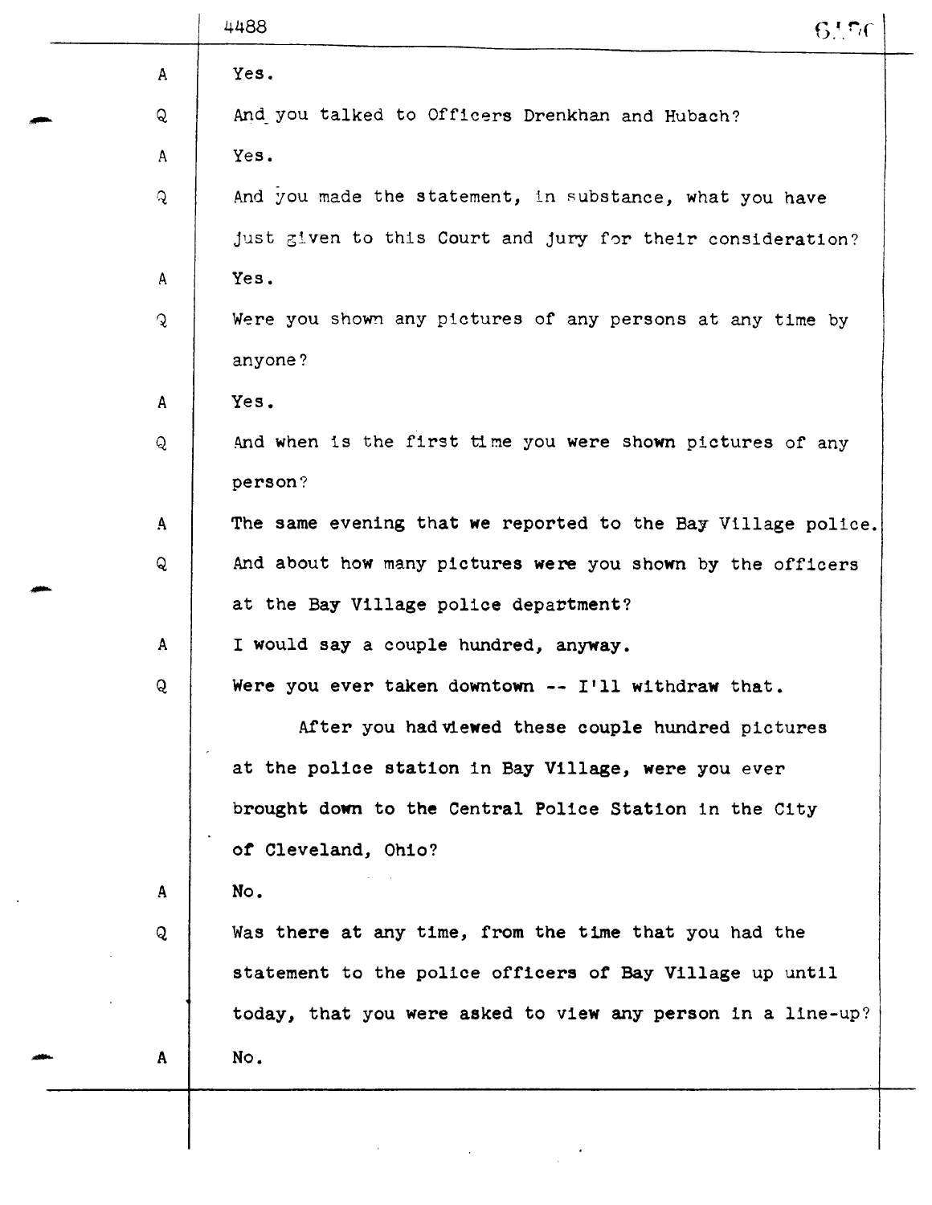A Yes.

Q And you talked to Officers Drenkhan and Hubach?

A Yes.

Q And you made the statement, in substance, what you have just given to this Court and jury for their consideration?

A Yes.

Q Were you shown any pictures of any persons at any time by anyone?

A Yes.

Q And when is the first time you were shown pictures of any person?

A The same evening that we reported to the Bay Village police.

Q And about how many pictures were you shown by the officers at the Bay Village police department?

A I would say a couple hundred, anyway.

Q Were you ever taken downtown -- I'll withdraw that.

After you had viewed these couple hundred pictures at the police station in Bay Village, were you ever brought down to the Central Police Station in the City of Cleveland, Ohio?

A No.

Q Was there at any time, from the time that you had the statement to the police officers of Bay Village up until today, that you were asked to view any person in a line-up?

A No.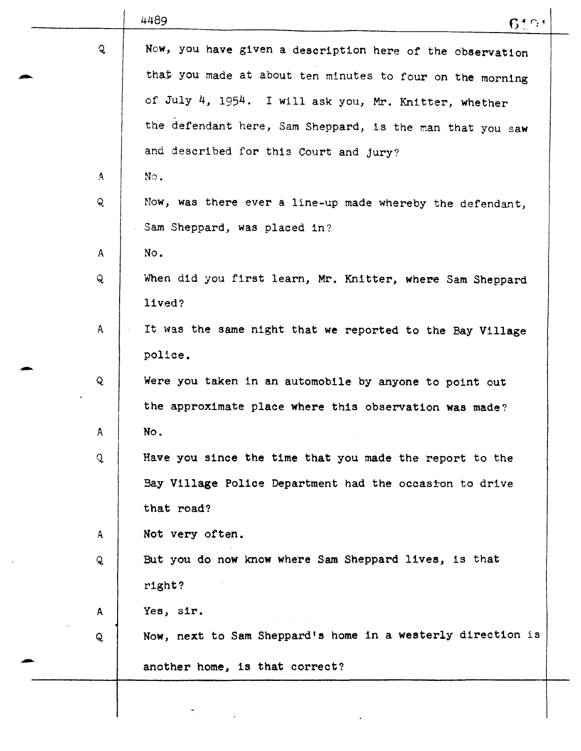Q Now, you have given a description here of the observation that you made at about ten minutes to four on the morning of July 4, 1954. I will ask you, Mr. Knitter, whether the defendant here, Sam Sheppard, is the man that you saw and described for this Court and jury?

A No.

Q Now, was there ever a line-up made whereby the defendant, Sam Sheppard, was placed in?

A No.

Q When did you first learn, Mr. Knitter, where Sam Sheppard lived?

A It was the same night that we reported to the Bay Village police.

Q Were you taken in an automobile by anyone to point out the approximate place where this observation was made?

A No.

Q Have you since the time that you made the report to the Bay Village Police Department had the occasion to drive that road?

A Not very often.

Q But you do now know where Sam Sheppard lives, is that right?

A Yes, sir.

Q Now, next to Sam Sheppard's home in a westerly direction is another home, is that correct?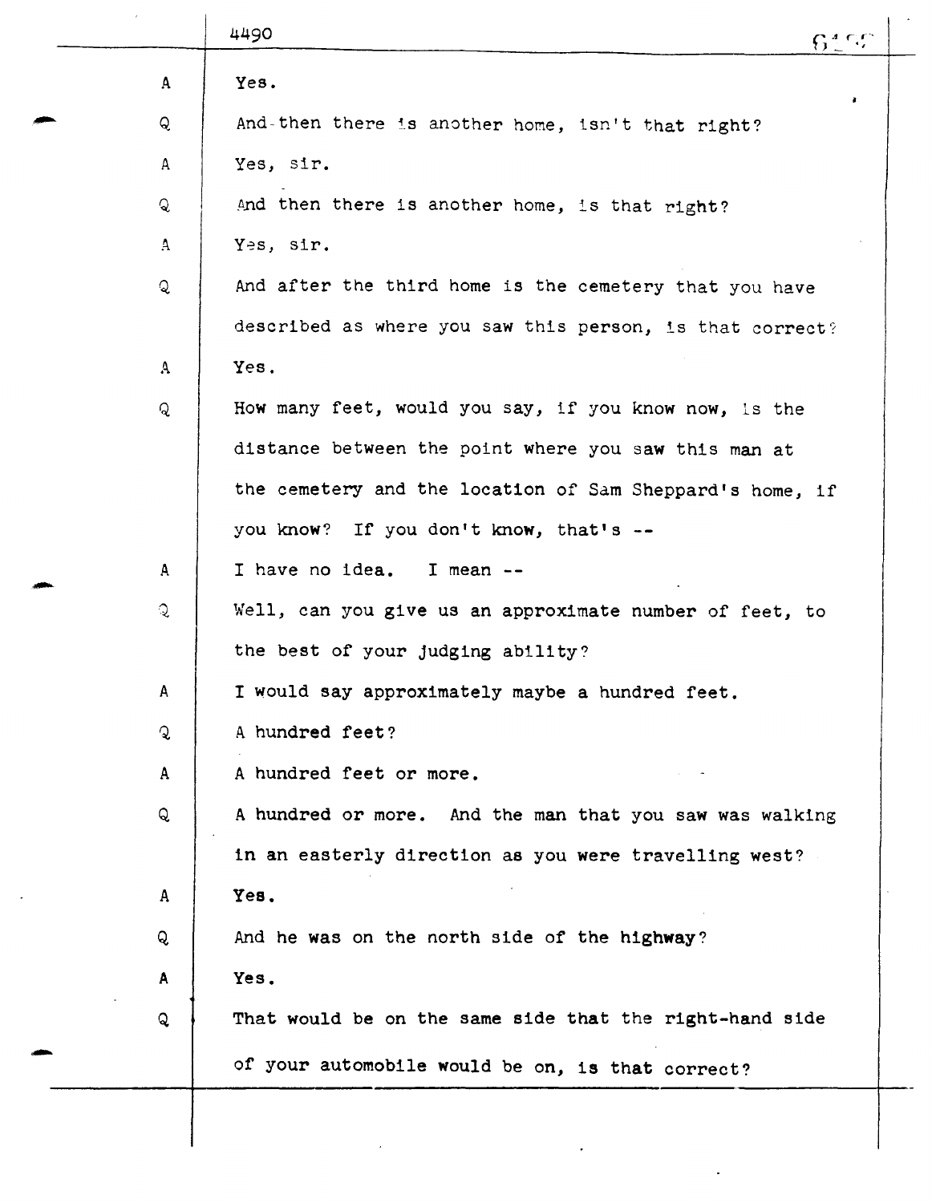A Yes.

Q And then there is another home, isn't that right?

A Yes, sir.

Q And then there is another home, is that right?

A Yes, sir.

Q And after the third home is the cemetery that you have described as where you saw this person, is that correct?

A Yes.

Q How many feet, would you say, if you know now, is the distance between the point where you saw this man at the cemetery and the location of Sam Sheppard's home, if you know? If you don't know, that's --

A I have no idea. I mean --

Q Well, can you give us an approximate number of feet, to the best of your judging ability?

A I would say approximately maybe a hundred feet.

Q A hundred feet?

A A hundred feet or more.

Q A hundred or more. And the man that you saw was walking in an easterly direction as you were travelling west?

A Yes.

Q And he was on the north side of the highway?

A Yes.

Q That would be on the same side that the right-hand side of your automobile would be on, is that correct?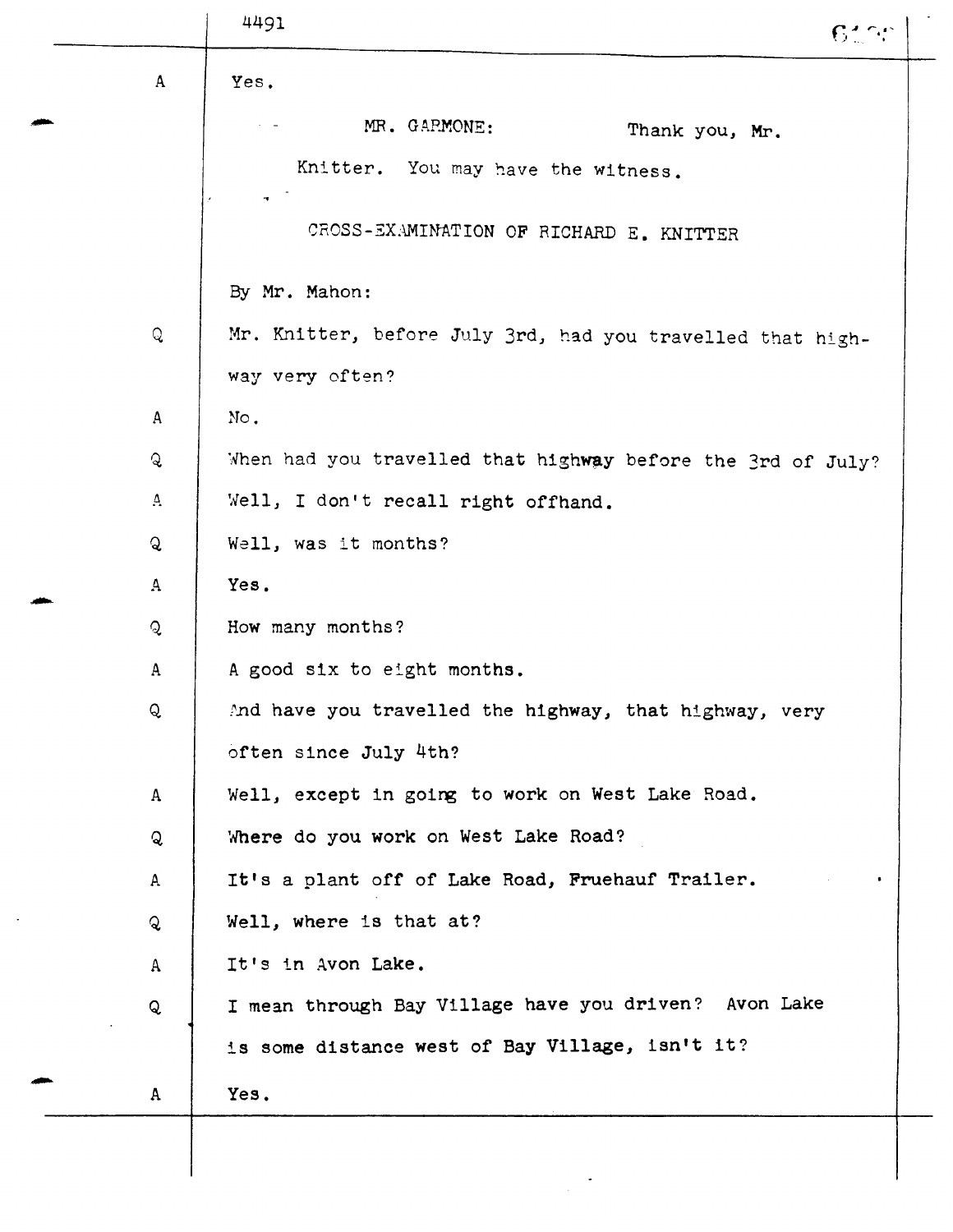A Yes.

MR. GARMONE: Thank you, Mr. Knitter. You may have the witness.

CROSS-EXAMINATION OF RICHARD E. KNITTER

By Mr. Mahon:

Q Mr. Knitter, before July 3rd, had you travelled that highway very often?

A No.

Q When had you travelled that highway before the 3rd of July?

A Well, I don't recall right offhand.

Q Well, was it months?

A Yes.

Q How many months?

A A good six to eight months.

Q And have you travelled the highway, that highway, very often since July 4th?

A Well, except in going to work on West Lake Road.

Q Where do you work on West Lake Road?

A It's a plant off of Lake Road, Fruehauf Trailer.

Q Well, where is that at?

A It's in Avon Lake.

Q I mean through Bay Village have you driven? Avon Lake is some distance west of Bay Village, isn't it?

A Yes.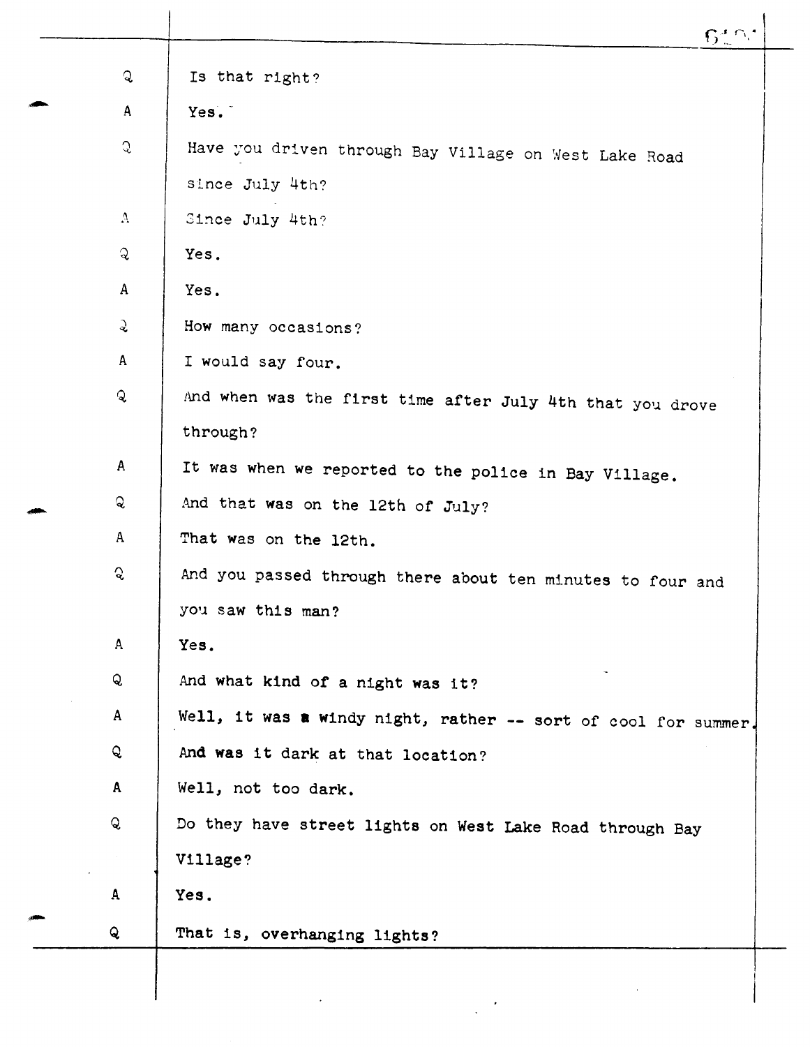Q Is that right?

A Yes.

Q Have you driven through Bay Village on West Lake Road since July 4th?

A Since July 4th?

Q Yes.

A Yes.

Q How many occasions?

A I would say four.

Q And when was the first time after July 4th that you drove through?

A It was when we reported to the police in Bay Village.

Q And that was on the 12th of July?

A That was on the 12th.

Q And you passed through there about ten minutes to four and you saw this man?

A Yes.

Q And what kind of a night was it?

A Well, it was a windy night, rather -- sort of cool for summer.

Q And was it dark at that location?

A Well, not too dark.

Q Do they have street lights on West Lake Road through Bay Village?

A Yes.

Q That is, overhanging lights?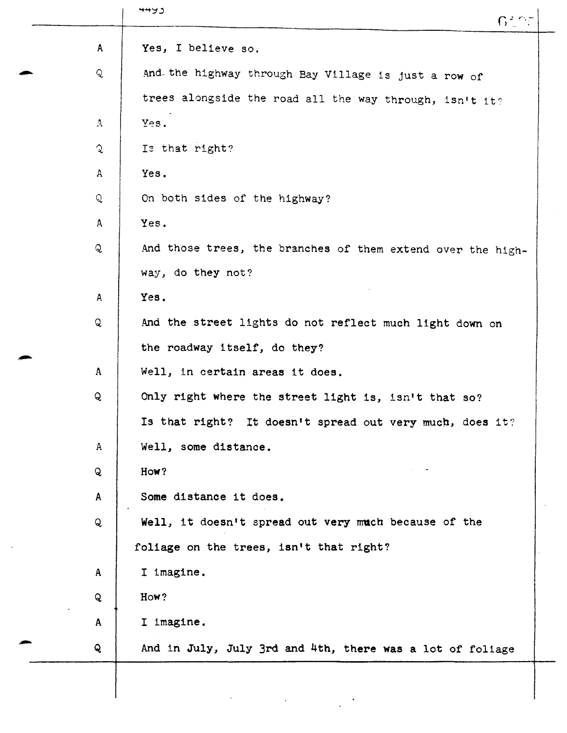A Yes, I believe so.

Q And the highway through Bay Village is just a row of trees alongside the road all the way through, isn't it?

A Yes.

Q Is that right?

A Yes.

Q On both sides of the highway?

A Yes.

Q And those trees, the branches of them extend over the highway, do they not?

A Yes.

Q And the street lights do not reflect much light down on the roadway itself, do they?

A Well, in certain areas it does.

Q Only right where the street light is, isn't that so? Is that right? It doesn't spread out very much, does it?

A Well, some distance.

Q How?

A Some distance it does.

Q Well, it doesn't spread out very much because of the foliage on the trees, isn't that right?

A I imagine.

Q How?

A I imagine.

Q And in July, July 3rd and 4th, there was a lot of foliage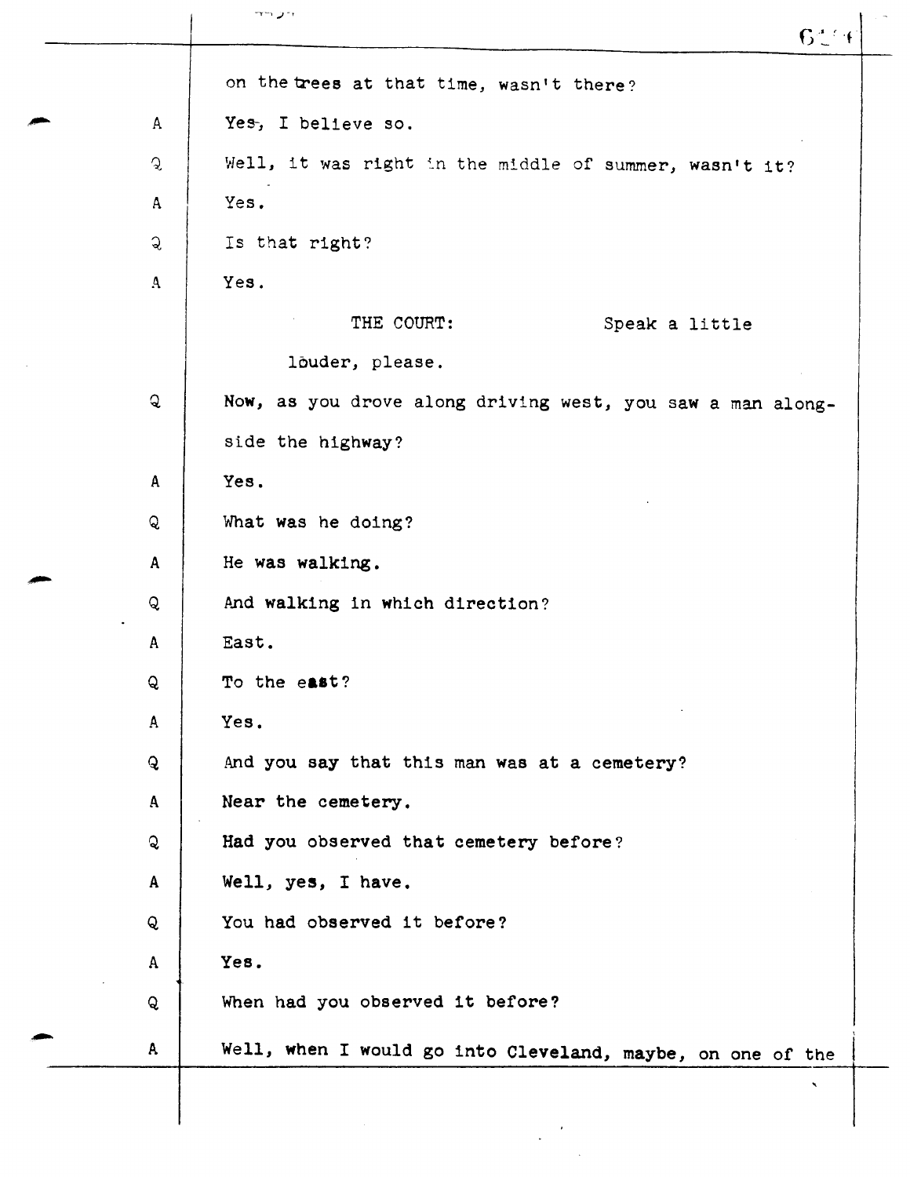on the trees at that time, wasn't there?

A Yes, I believe so.

Q Well, it was right in the middle of summer, wasn't it?

A Yes.

Q Is that right?

A Yes.

THE COURT: Speak a little louder, please.

Q Now, as you drove along driving west, you saw a man alongside the highway?

A Yes.

Q What was he doing?

A He was walking.

Q And walking in which direction?

A East.

Q To the east?

A Yes.

Q And you say that this man was at a cemetery?

A Near the cemetery.

Q Had you observed that cemetery before?

A Well, yes, I have.

Q You had observed it before?

A Yes.

Q When had you observed it before?

A Well, when I would go into Cleveland, maybe, on one of the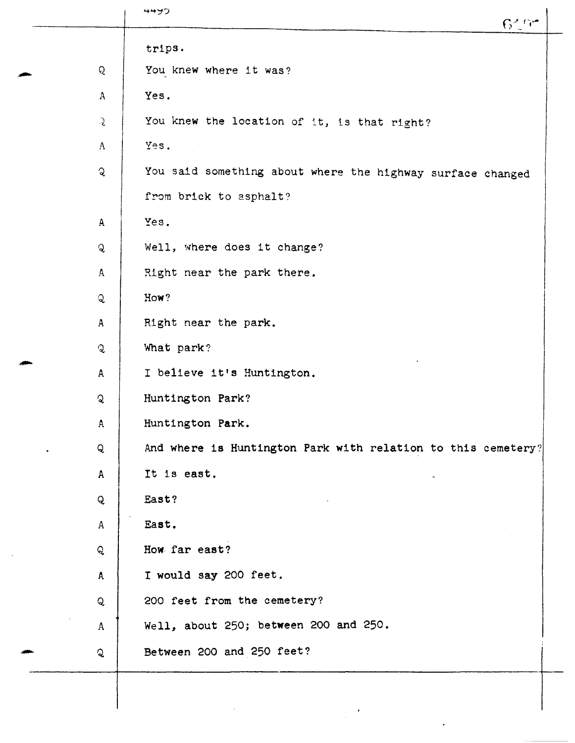trips.

Q You knew where it was?

A Yes.

Q You knew the location of it, is that right?

A Yes.

Q You said something about where the highway surface changed from brick to asphalt?

A Yes.

Q Well, where does it change?

A Right near the park there.

Q How?

A Right near the park.

Q What park?

A I believe it's Huntington.

Q Huntington Park?

A Huntington Park.

Q And where is Huntington Park with relation to this cemetery?

A It is east.

Q East?

A East.

Q How far east?

A I would say 200 feet.

Q 200 feet from the cemetery?

A Well, about 250; between 200 and 250.

Q Between 200 and 250 feet?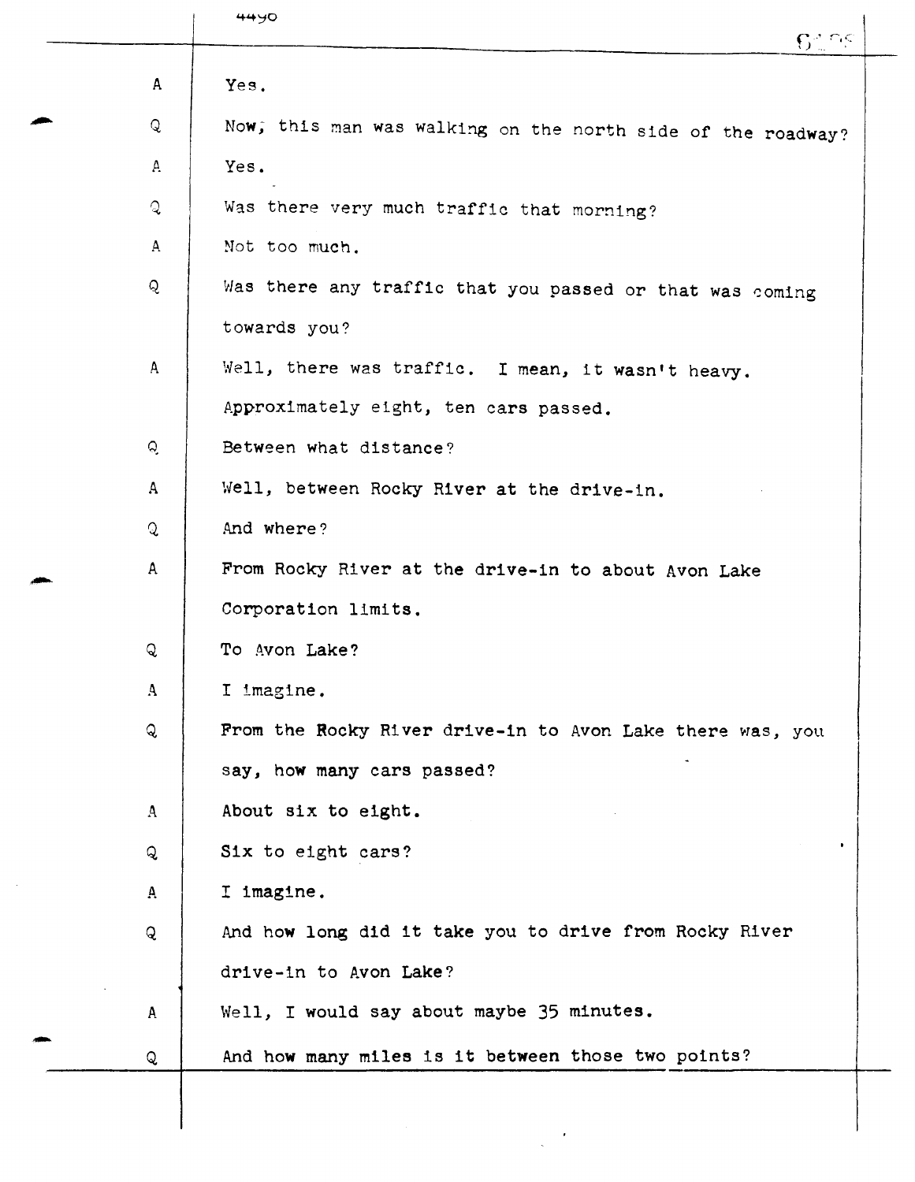A Yes.

Q Now, this man was walking on the north side of the roadway?

A Yes.

Q Was there very much traffic that morning?

A Not too much.

Q Was there any traffic that you passed or that was coming towards you?

A Well, there was traffic. I mean, it wasn't heavy. Approximately eight, ten cars passed.

Q Between what distance?

A Well, between Rocky River at the drive-in.

Q And where?

A From Rocky River at the drive-in to about Avon Lake Corporation limits.

Q To Avon Lake?

A I imagine.

Q From the Rocky River drive-in to Avon Lake there was, you say, how many cars passed?

A About six to eight.

Q Six to eight cars?

A I imagine.

Q And how long did it take you to drive from Rocky River drive-in to Avon Lake?

A Well, I would say about maybe 35 minutes.

Q And how many miles is it between those two points?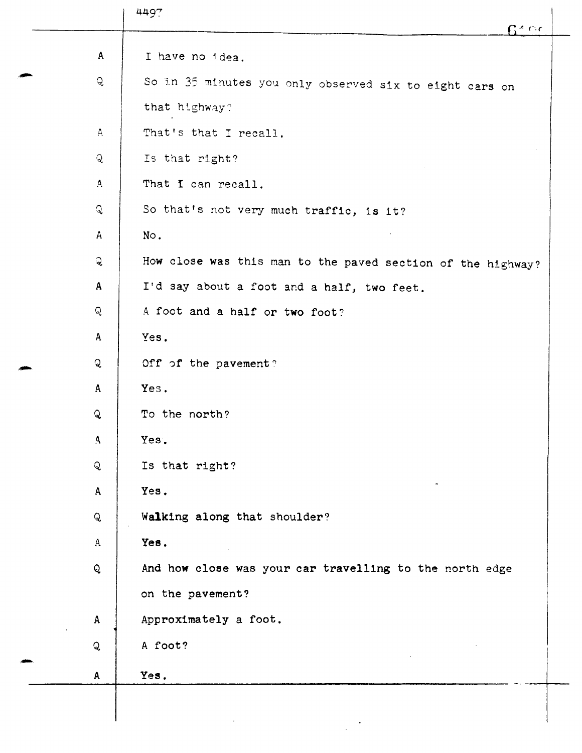A I have no idea.

Q So in 35 minutes you only observed six to eight cars on that highway?

A That's that I recall.

Q Is that right?

A That I can recall.

Q So that's not very much traffic, is it?

A No.

Q How close was this man to the paved section of the highway?

A I'd say about a foot and a half, two feet.

Q A foot and a half or two foot?

A Yes.

Q Off of the pavement?

A Yes.

Q To the north?

A Yes.

Q Is that right?

A Yes.

Q Walking along that shoulder?

A Yes.

Q And how close was your car travelling to the north edge on the pavement?

A Approximately a foot.

Q A foot?

A Yes.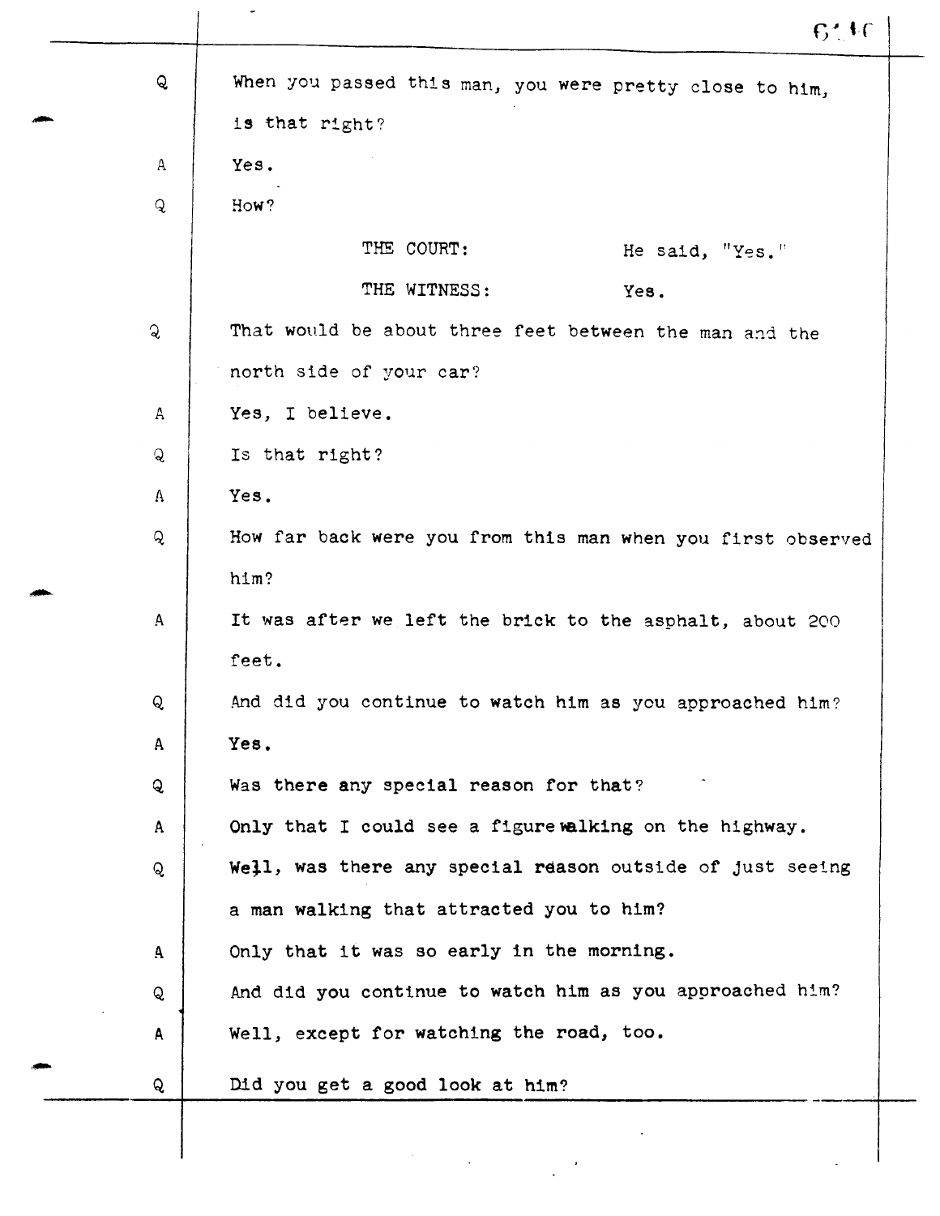Q When you passed this man, you were pretty close to him, is that right?

A Yes.

Q How?

THE COURT: He said, "Yes."

THE WITNESS: Yes.

Q That would be about three feet between the man and the north side of your car?

A Yes, I believe.

Q Is that right?

A Yes.

Q How far back were you from this man when you first observed him?

A It was after we left the brick to the asphalt, about 200 feet.

Q And did you continue to watch him as you approached him?

A Yes.

Q Was there any special reason for that?

A Only that I could see a figure walking on the highway.

Q Well, was there any special reason outside of just seeing a man walking that attracted you to him?

A Only that it was so early in the morning.

Q And did you continue to watch him as you approached him?

A Well, except for watching the road, too.

Q Did you get a good look at him?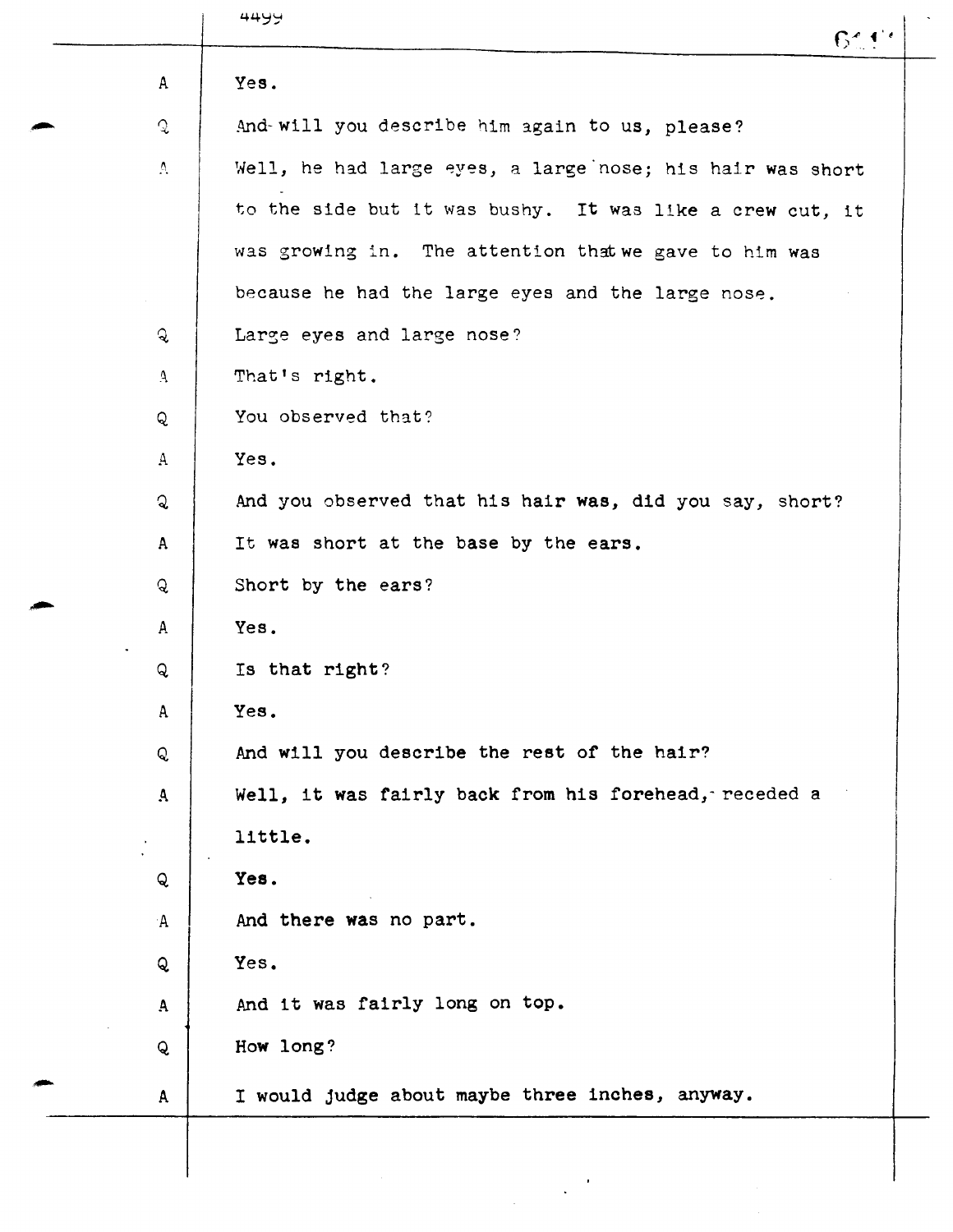A — Yes.

Q — And will you describe him again to us, please?

A — Well, he had large eyes, a large nose; his hair was short to the side but it was bushy. It was like a crew cut, it was growing in. The attention that we gave to him was because he had the large eyes and the large nose.

Q — Large eyes and large nose?

A — That's right.

Q — You observed that?

A — Yes.

Q — And you observed that his hair was, did you say, short?

A — It was short at the base by the ears.

Q — Short by the ears?

A — Yes.

Q — Is that right?

A — Yes.

Q — And will you describe the rest of the hair?

A — Well, it was fairly back from his forehead, receded a little.

Q — Yes.

A — And there was no part.

Q — Yes.

A — And it was fairly long on top.

Q — How long?

A — I would judge about maybe three inches, anyway.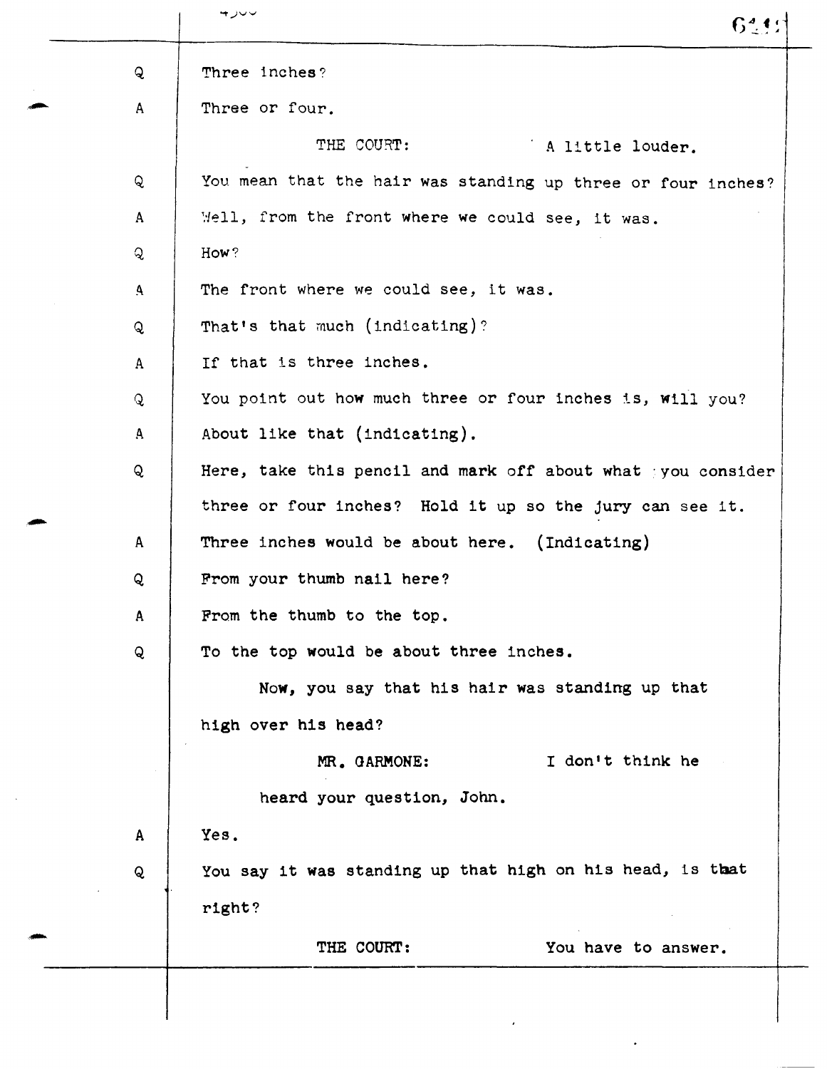Q Three inches?

A Three or four.

THE COURT: A little louder.

Q You mean that the hair was standing up three or four inches?

A Well, from the front where we could see, it was.

Q How?

A The front where we could see, it was.

Q That's that much (indicating)?

A If that is three inches.

Q You point out how much three or four inches is, will you?

A About like that (indicating).

Q Here, take this pencil and mark off about what you consider three or four inches? Hold it up so the jury can see it.

A Three inches would be about here. (Indicating)

Q From your thumb nail here?

A From the thumb to the top.

Q To the top would be about three inches.

Now, you say that his hair was standing up that high over his head?

MR. GARMONE: I don't think he heard your question, John.

A Yes.

Q You say it was standing up that high on his head, is that right?

THE COURT: You have to answer.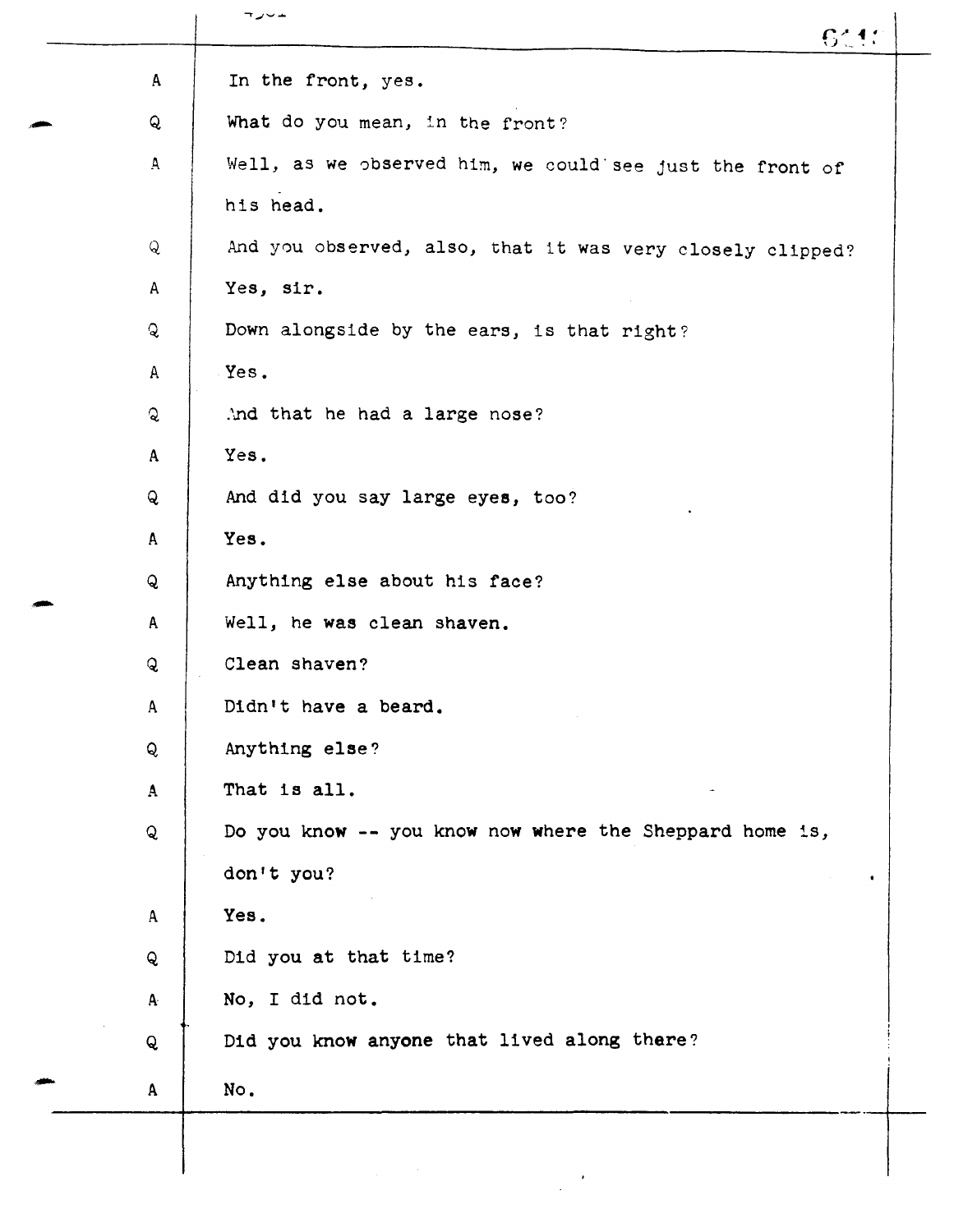A In the front, yes.

Q What do you mean, in the front?

A Well, as we observed him, we could see just the front of his head.

Q And you observed, also, that it was very closely clipped?

A Yes, sir.

Q Down alongside by the ears, is that right?

A Yes.

Q And that he had a large nose?

A Yes.

Q And did you say large eyes, too?

A Yes.

Q Anything else about his face?

A Well, he was clean shaven.

Q Clean shaven?

A Didn't have a beard.

Q Anything else?

A That is all.

Q Do you know -- you know now where the Sheppard home is, don't you?

A Yes.

Q Did you at that time?

A No, I did not.

Q Did you know anyone that lived along there?

A No.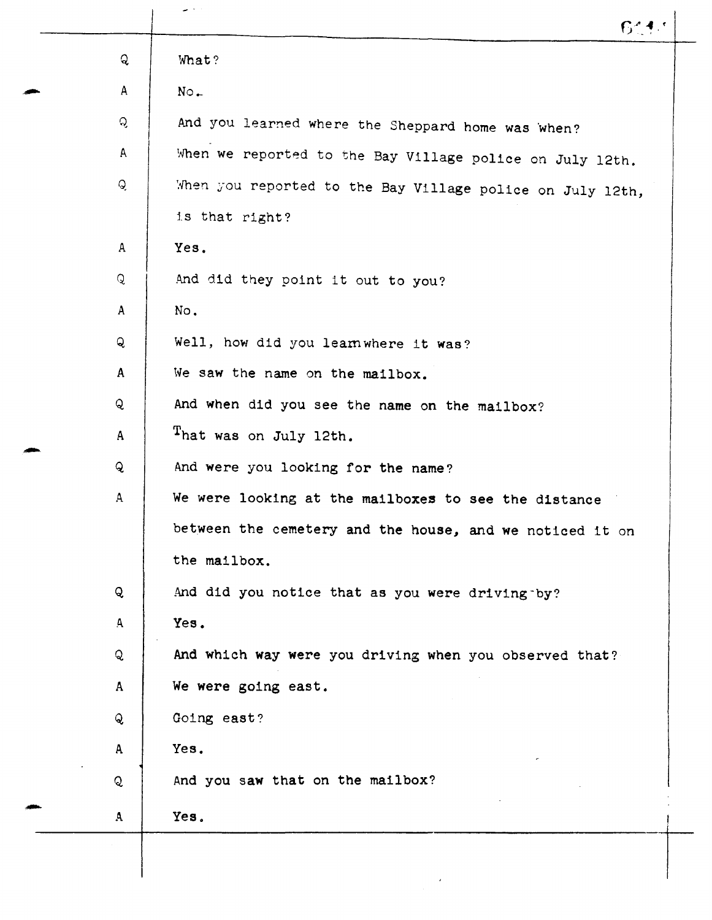Q What?

A No.

Q And you learned where the Sheppard home was when?

A When we reported to the Bay Village police on July 12th.

Q When you reported to the Bay Village police on July 12th, is that right?

A Yes.

Q And did they point it out to you?

A No.

Q Well, how did you learn where it was?

A We saw the name on the mailbox.

Q And when did you see the name on the mailbox?

A That was on July 12th.

Q And were you looking for the name?

A We were looking at the mailboxes to see the distance between the cemetery and the house, and we noticed it on the mailbox.

Q And did you notice that as you were driving by?

A Yes.

Q And which way were you driving when you observed that?

A We were going east.

Q Going east?

A Yes.

Q And you saw that on the mailbox?

A Yes.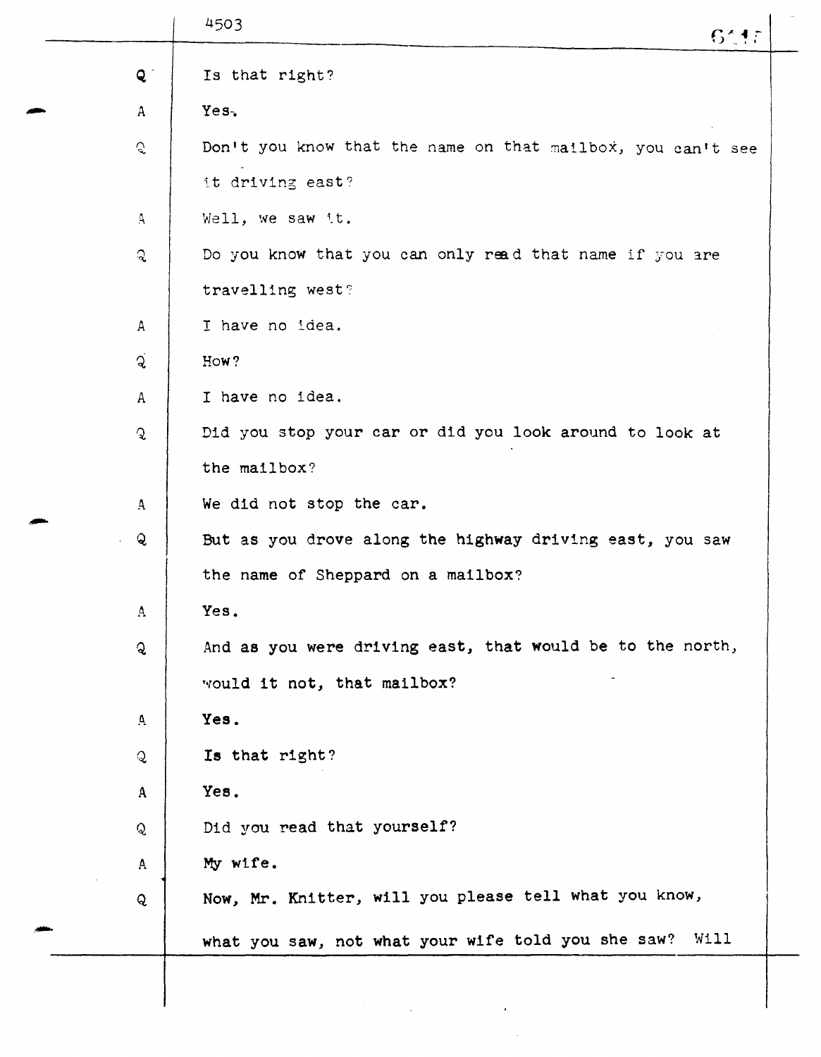Q Is that right?

A Yes.

Q Don't you know that the name on that mailbox, you can't see it driving east?

A Well, we saw it.

Q Do you know that you can only read that name if you are travelling west?

A I have no idea.

Q How?

A I have no idea.

Q Did you stop your car or did you look around to look at the mailbox?

A We did not stop the car.

Q But as you drove along the highway driving east, you saw the name of Sheppard on a mailbox?

A Yes.

Q And as you were driving east, that would be to the north, would it not, that mailbox?

A Yes.

Q Is that right?

A Yes.

Q Did you read that yourself?

A My wife.

Q Now, Mr. Knitter, will you please tell what you know, what you saw, not what your wife told you she saw? Will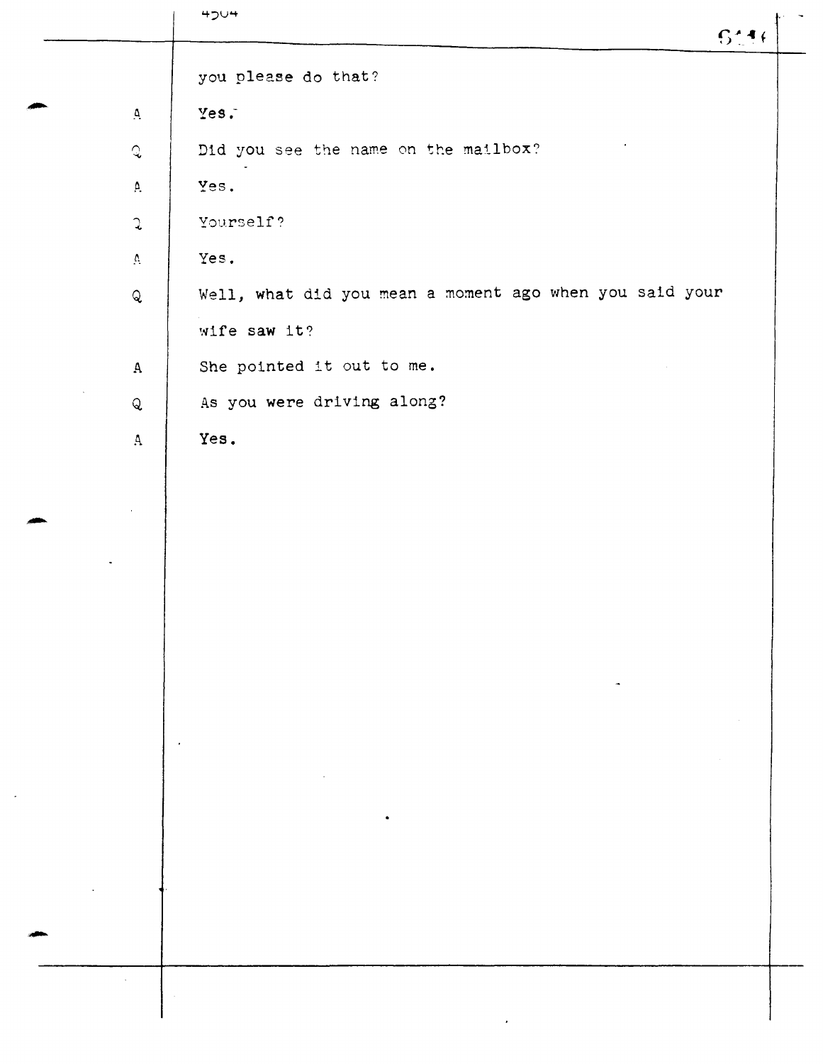you please do that?

A Yes.

Q Did you see the name on the mailbox?

A Yes.

Q Yourself?

A Yes.

Q Well, what did you mean a moment ago when you said your wife saw it?

A She pointed it out to me.

Q As you were driving along?

A Yes.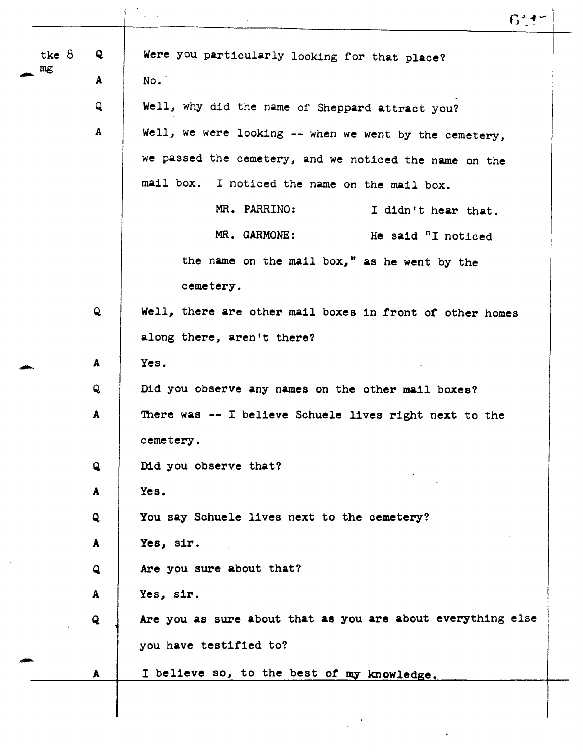tke 8
mg

**Q** Were you particularly looking for that place?

**A** No.

**Q** Well, why did the name of Sheppard attract you?

**A** Well, we were looking -- when we went by the cemetery, we passed the cemetery, and we noticed the name on the mail box. I noticed the name on the mail box.

MR. PARRINO: I didn't hear that.

MR. GARMONE: He said "I noticed the name on the mail box," as he went by the cemetery.

**Q** Well, there are other mail boxes in front of other homes along there, aren't there?

**A** Yes.

**Q** Did you observe any names on the other mail boxes?

**A** There was -- I believe Schuele lives right next to the cemetery.

**Q** Did you observe that?

**A** Yes.

**Q** You say Schuele lives next to the cemetery?

**A** Yes, sir.

**Q** Are you sure about that?

**A** Yes, sir.

**Q** Are you as sure about that as you are about everything else you have testified to?

**A** I believe so, to the best of my knowledge.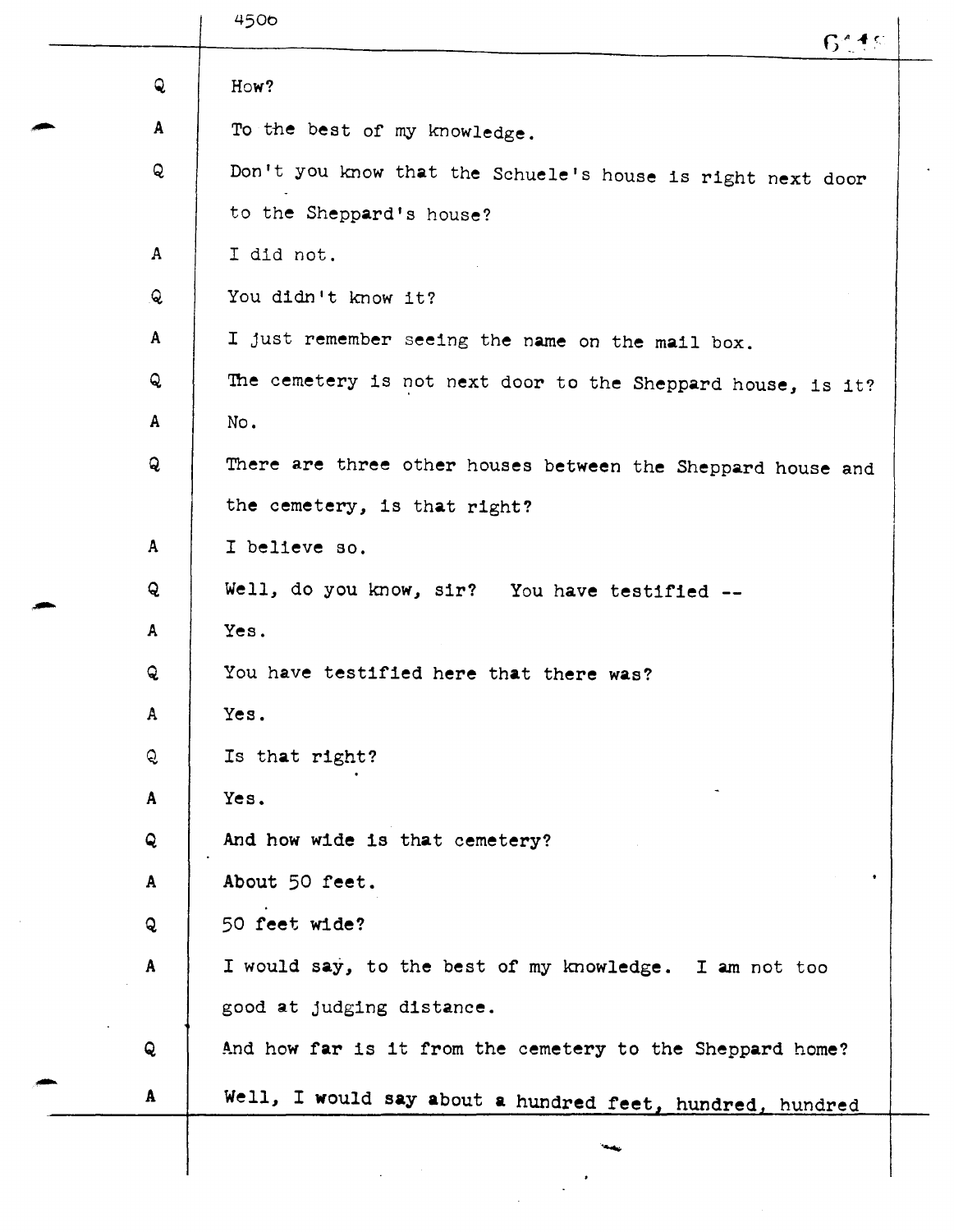Q How?

A To the best of my knowledge.

Q Don't you know that the Schuele's house is right next door to the Sheppard's house?

A I did not.

Q You didn't know it?

A I just remember seeing the name on the mail box.

Q The cemetery is not next door to the Sheppard house, is it?

A No.

Q There are three other houses between the Sheppard house and the cemetery, is that right?

A I believe so.

Q Well, do you know, sir? You have testified --

A Yes.

Q You have testified here that there was?

A Yes.

Q Is that right?

A Yes.

Q And how wide is that cemetery?

A About 50 feet.

Q 50 feet wide?

A I would say, to the best of my knowledge. I am not too good at judging distance.

Q And how far is it from the cemetery to the Sheppard home?

A Well, I would say about a hundred feet, hundred, hundred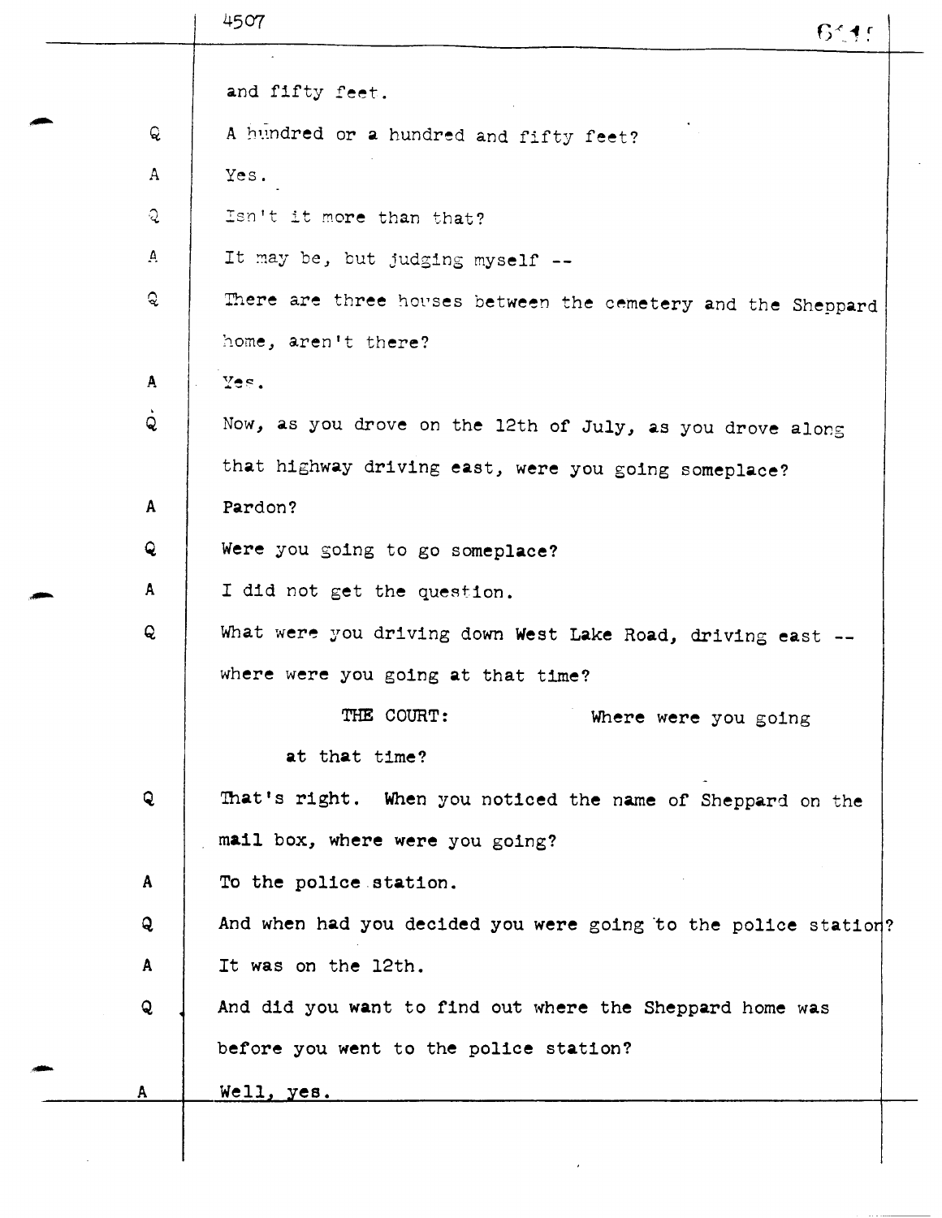and fifty feet.

Q A hundred or a hundred and fifty feet?

A Yes.

Q Isn't it more than that?

A It may be, but judging myself --

Q There are three houses between the cemetery and the Sheppard home, aren't there?

A Yes.

Q Now, as you drove on the 12th of July, as you drove along that highway driving east, were you going someplace?

A Pardon?

Q Were you going to go someplace?

A I did not get the question.

Q What were you driving down West Lake Road, driving east -- where were you going at that time?

THE COURT: Where were you going at that time?

Q That's right. When you noticed the name of Sheppard on the mail box, where were you going?

A To the police station.

Q And when had you decided you were going to the police station?

A It was on the 12th.

Q And did you want to find out where the Sheppard home was before you went to the police station?

A Well, yes.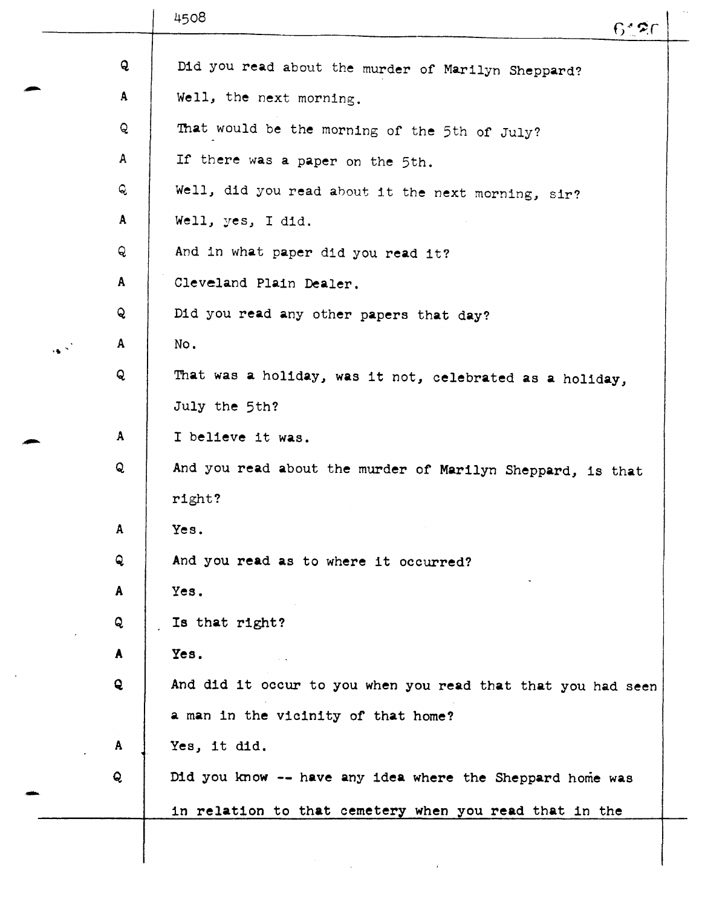Q Did you read about the murder of Marilyn Sheppard?

A Well, the next morning.

Q That would be the morning of the 5th of July?

A If there was a paper on the 5th.

Q Well, did you read about it the next morning, sir?

A Well, yes, I did.

Q And in what paper did you read it?

A Cleveland Plain Dealer.

Q Did you read any other papers that day?

A No.

Q That was a holiday, was it not, celebrated as a holiday, July the 5th?

A I believe it was.

Q And you read about the murder of Marilyn Sheppard, is that right?

A Yes.

Q And you read as to where it occurred?

A Yes.

Q Is that right?

A Yes.

Q And did it occur to you when you read that that you had seen a man in the vicinity of that home?

A Yes, it did.

Q Did you know -- have any idea where the Sheppard home was in relation to that cemetery when you read that in the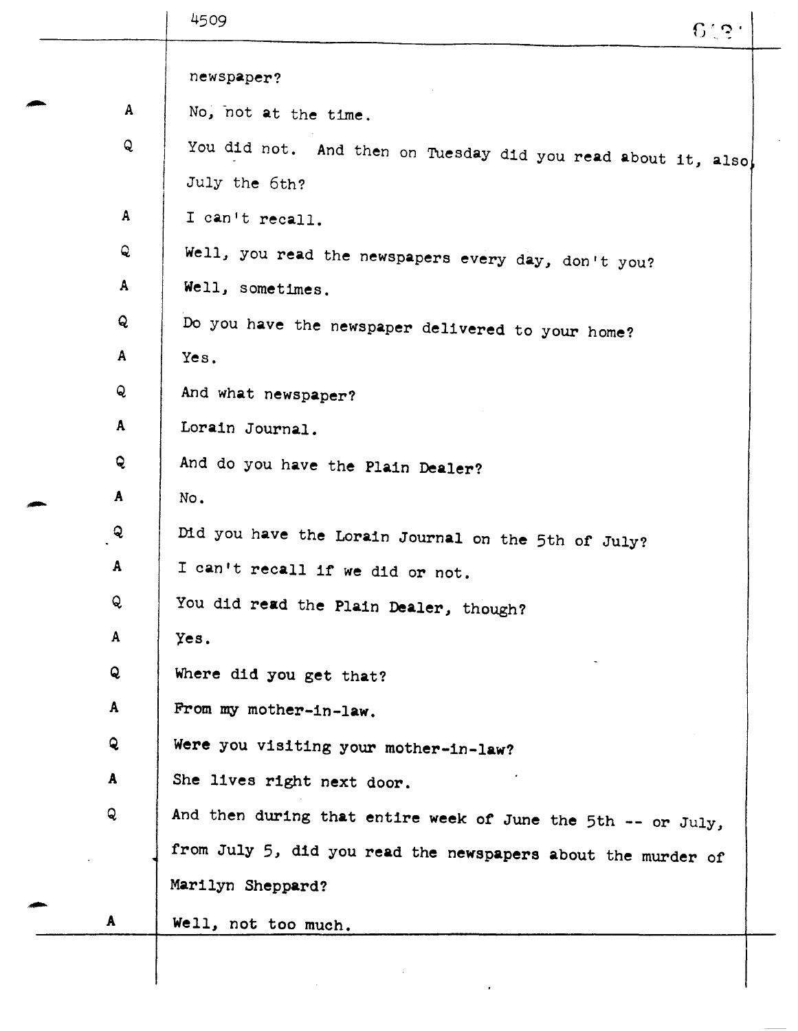newspaper?

A No, not at the time.

Q You did not. And then on Tuesday did you read about it, also, July the 6th?

A I can't recall.

Q Well, you read the newspapers every day, don't you?

A Well, sometimes.

Q Do you have the newspaper delivered to your home?

A Yes.

Q And what newspaper?

A Lorain Journal.

Q And do you have the Plain Dealer?

A No.

Q Did you have the Lorain Journal on the 5th of July?

A I can't recall if we did or not.

Q You did read the Plain Dealer, though?

A Yes.

Q Where did you get that?

A From my mother-in-law.

Q Were you visiting your mother-in-law?

A She lives right next door.

Q And then during that entire week of June the 5th -- or July, from July 5, did you read the newspapers about the murder of Marilyn Sheppard?

A Well, not too much.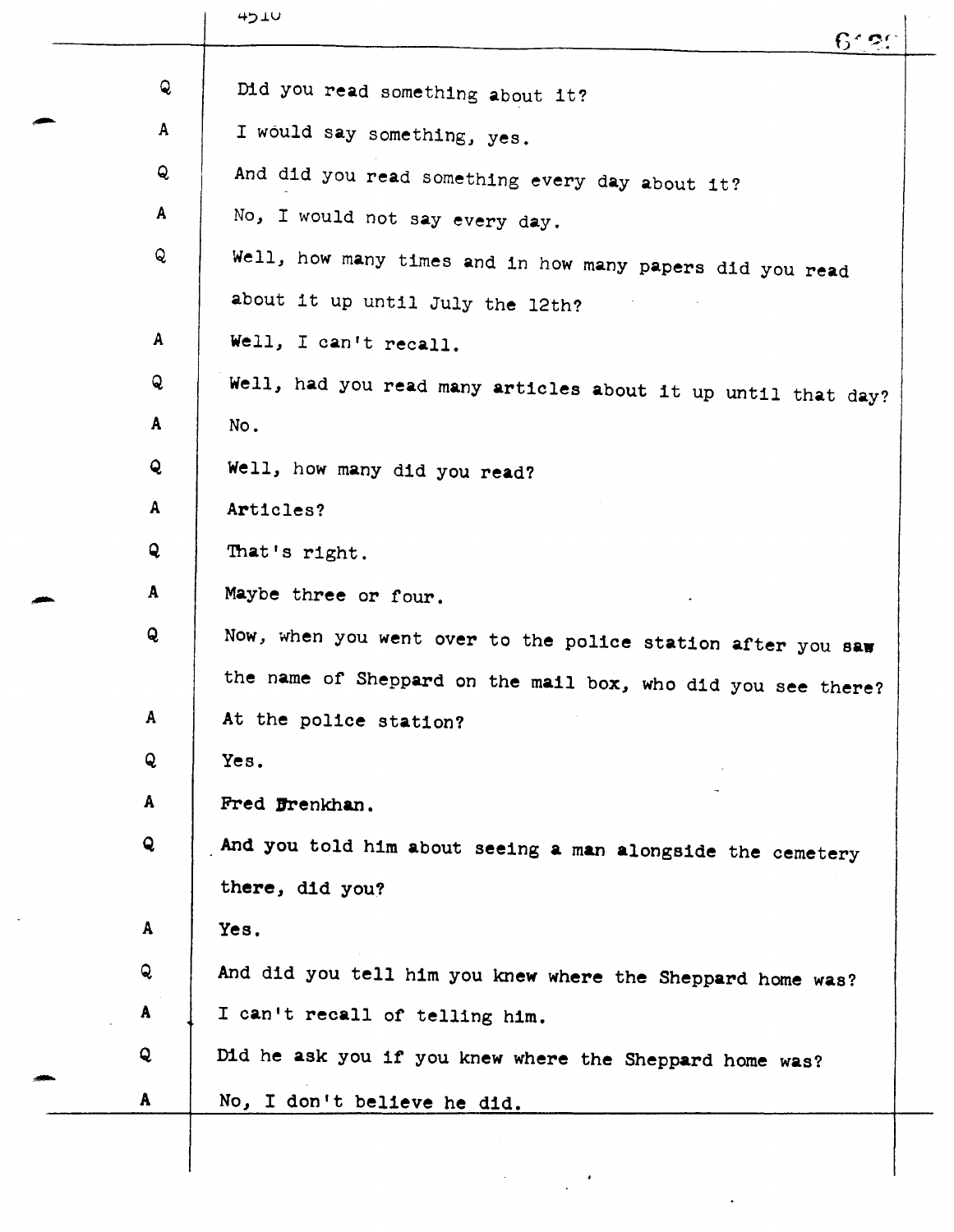Q Did you read something about it?

A I would say something, yes.

Q And did you read something every day about it?

A No, I would not say every day.

Q Well, how many times and in how many papers did you read about it up until July the 12th?

A Well, I can't recall.

Q Well, had you read many articles about it up until that day?

A No.

Q Well, how many did you read?

A Articles?

Q That's right.

A Maybe three or four.

Q Now, when you went over to the police station after you saw the name of Sheppard on the mail box, who did you see there?

A At the police station?

Q Yes.

A Fred Drenkhan.

Q And you told him about seeing a man alongside the cemetery there, did you?

A Yes.

Q And did you tell him you knew where the Sheppard home was?

A I can't recall of telling him.

Q Did he ask you if you knew where the Sheppard home was?

A No, I don't believe he did.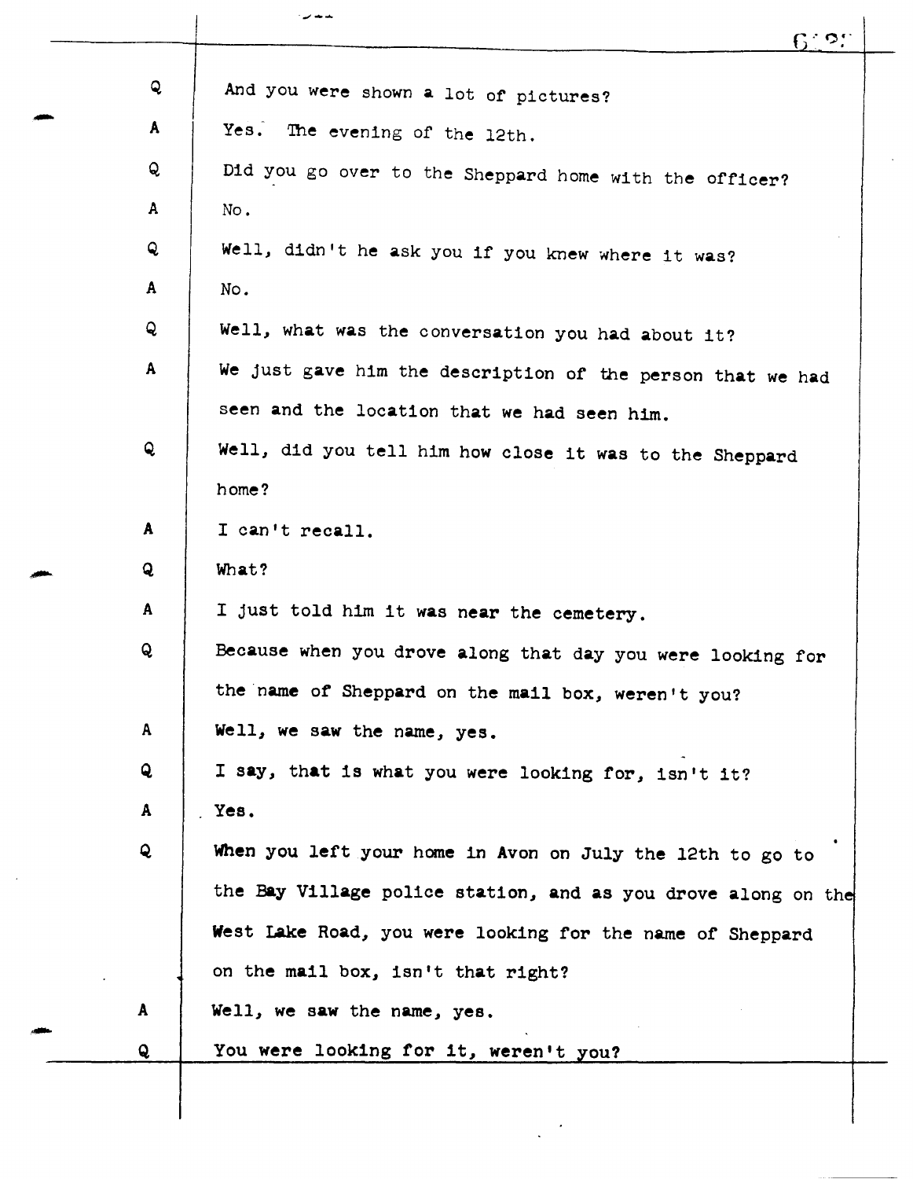Q And you were shown a lot of pictures?

A Yes. The evening of the 12th.

Q Did you go over to the Sheppard home with the officer?

A No.

Q Well, didn't he ask you if you knew where it was?

A No.

Q Well, what was the conversation you had about it?

A We just gave him the description of the person that we had seen and the location that we had seen him.

Q Well, did you tell him how close it was to the Sheppard home?

A I can't recall.

Q What?

A I just told him it was near the cemetery.

Q Because when you drove along that day you were looking for the name of Sheppard on the mail box, weren't you?

A Well, we saw the name, yes.

Q I say, that is what you were looking for, isn't it?

A Yes.

Q When you left your home in Avon on July the 12th to go to the Bay Village police station, and as you drove along on the West Lake Road, you were looking for the name of Sheppard on the mail box, isn't that right?

A Well, we saw the name, yes.

Q You were looking for it, weren't you?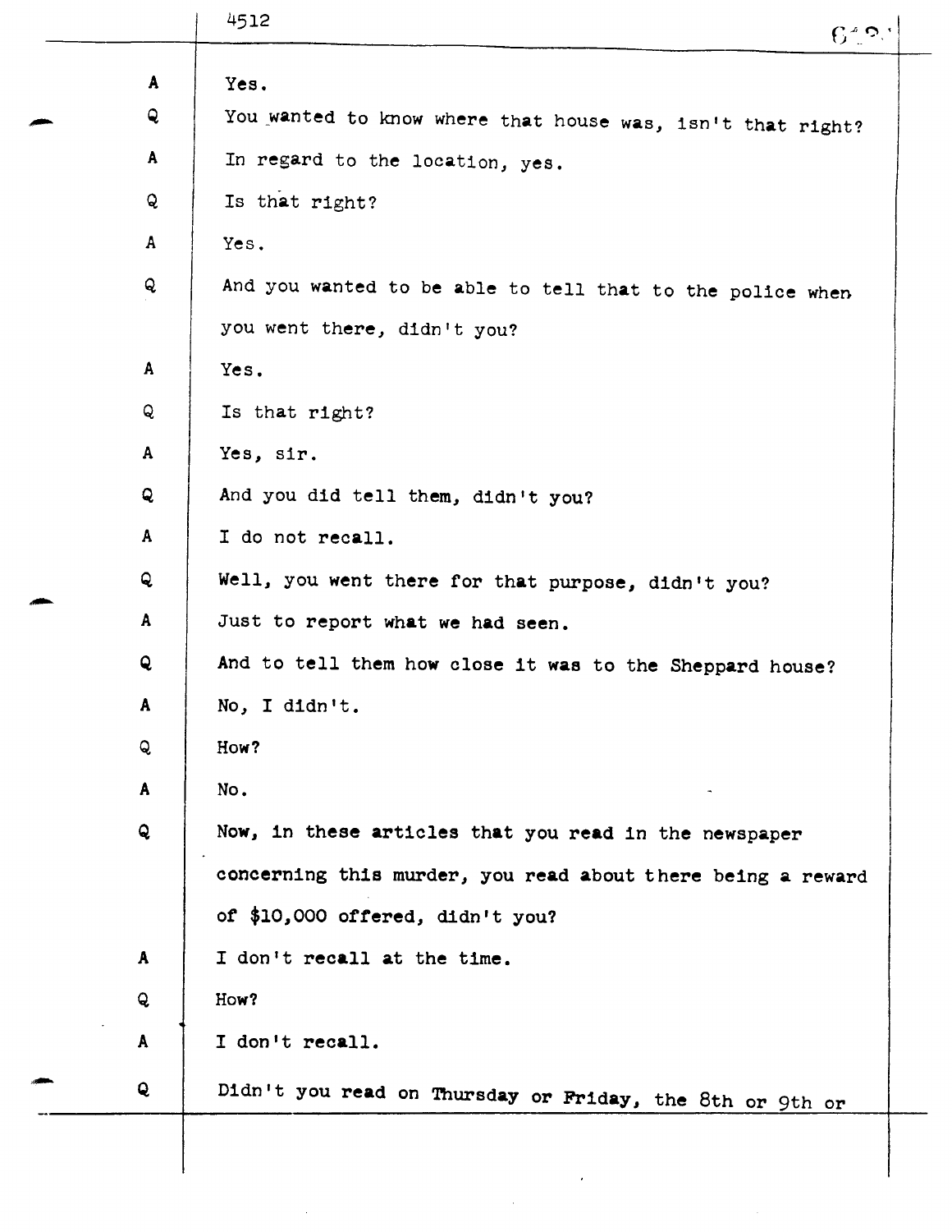A Yes.

Q You wanted to know where that house was, isn't that right?

A In regard to the location, yes.

Q Is that right?

A Yes.

Q And you wanted to be able to tell that to the police when you went there, didn't you?

A Yes.

Q Is that right?

A Yes, sir.

Q And you did tell them, didn't you?

A I do not recall.

Q Well, you went there for that purpose, didn't you?

A Just to report what we had seen.

Q And to tell them how close it was to the Sheppard house?

A No, I didn't.

Q How?

A No.

Q Now, in these articles that you read in the newspaper concerning this murder, you read about there being a reward of $10,000 offered, didn't you?

A I don't recall at the time.

Q How?

A I don't recall.

Q Didn't you read on Thursday or Friday, the 8th or 9th or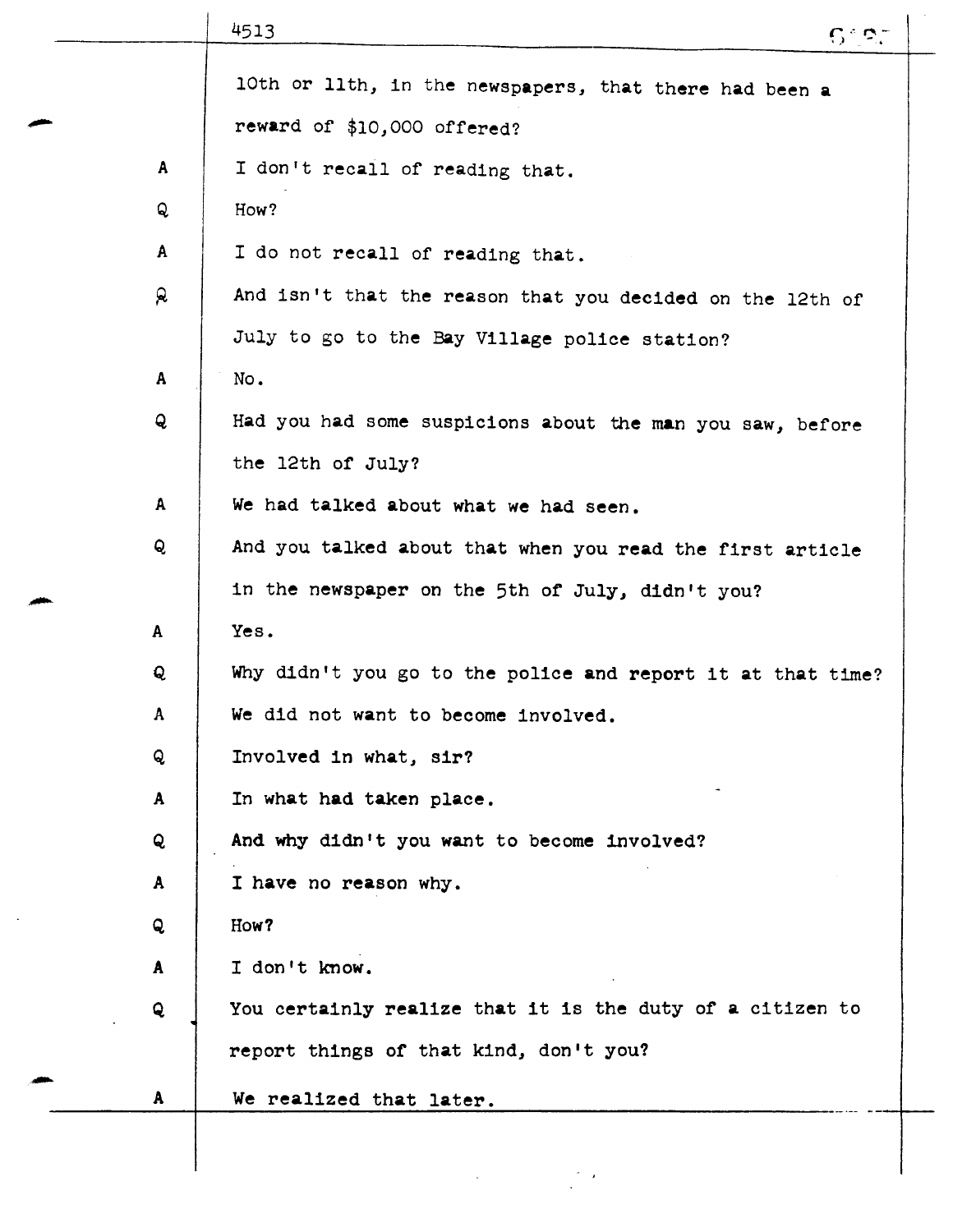10th or 11th, in the newspapers, that there had been a reward of $10,000 offered?

A I don't recall of reading that.

Q How?

A I do not recall of reading that.

Q And isn't that the reason that you decided on the 12th of July to go to the Bay Village police station?

A No.

Q Had you had some suspicions about the man you saw, before the 12th of July?

A We had talked about what we had seen.

Q And you talked about that when you read the first article in the newspaper on the 5th of July, didn't you?

A Yes.

Q Why didn't you go to the police and report it at that time?

A We did not want to become involved.

Q Involved in what, sir?

A In what had taken place.

Q And why didn't you want to become involved?

A I have no reason why.

Q How?

A I don't know.

Q You certainly realize that it is the duty of a citizen to report things of that kind, don't you?

A We realized that later.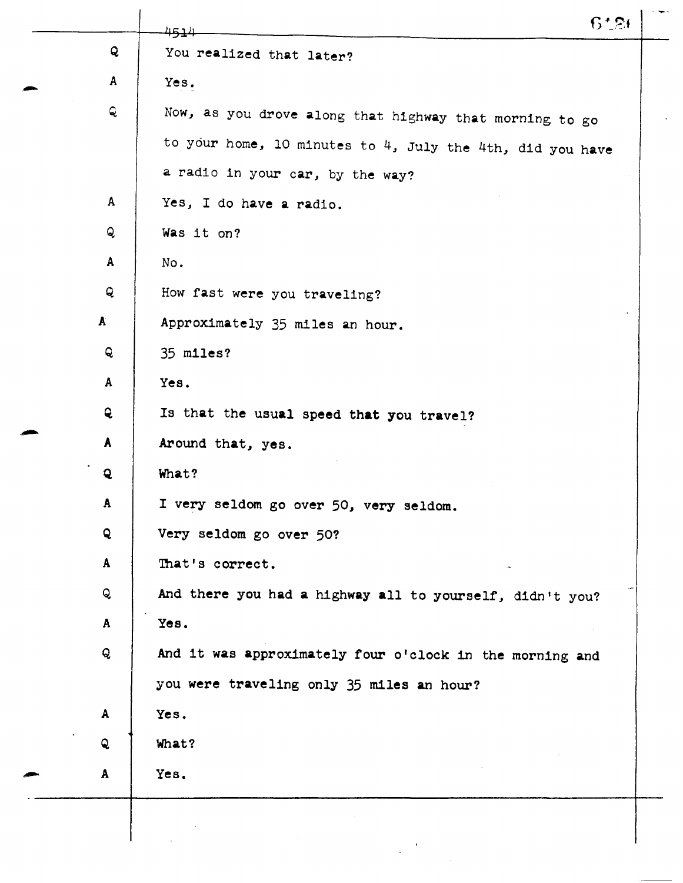Q You realized that later?

A Yes.

Q Now, as you drove along that highway that morning to go to your home, 10 minutes to 4, July the 4th, did you have a radio in your car, by the way?

A Yes, I do have a radio.

Q Was it on?

A No.

Q How fast were you traveling?

A Approximately 35 miles an hour.

Q 35 miles?

A Yes.

Q Is that the usual speed that you travel?

A Around that, yes.

Q What?

A I very seldom go over 50, very seldom.

Q Very seldom go over 50?

A That's correct.

Q And there you had a highway all to yourself, didn't you?

A Yes.

Q And it was approximately four o'clock in the morning and you were traveling only 35 miles an hour?

A Yes.

Q What?

A Yes.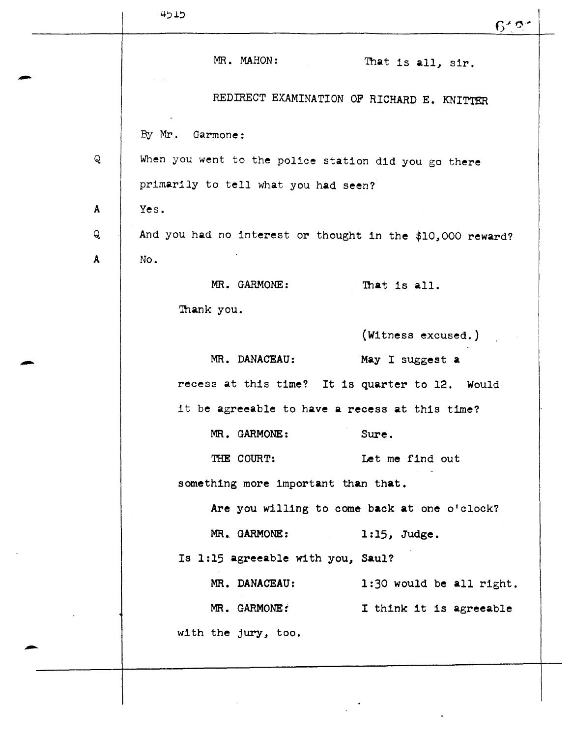MR. MAHON: That is all, sir.

REDIRECT EXAMINATION OF RICHARD E. KNITTER

By Mr. Garmone:

Q When you went to the police station did you go there primarily to tell what you had seen?

A Yes.

Q And you had no interest or thought in the $10,000 reward?

A No.

MR. GARMONE: That is all.

Thank you.

(Witness excused.)

MR. DANACEAU: May I suggest a recess at this time? It is quarter to 12. Would it be agreeable to have a recess at this time?

MR. GARMONE: Sure.

THE COURT: Let me find out something more important than that.

Are you willing to come back at one o'clock?

MR. GARMONE: 1:15, Judge.

Is 1:15 agreeable with you, Saul?

MR. DANACEAU: 1:30 would be all right.

MR. GARMONE: I think it is agreeable with the jury, too.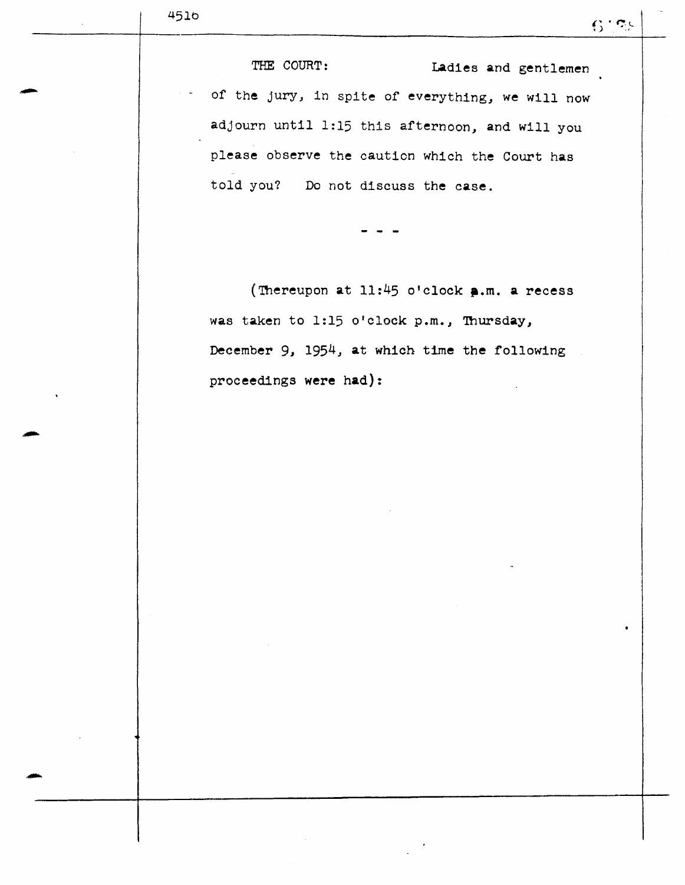THE COURT: Ladies and gentlemen of the jury, in spite of everything, we will now adjourn until 1:15 this afternoon, and will you please observe the caution which the Court has told you? Do not discuss the case.

- - -

(Thereupon at 11:45 o'clock a.m. a recess was taken to 1:15 o'clock p.m., Thursday, December 9, 1954, at which time the following proceedings were had):